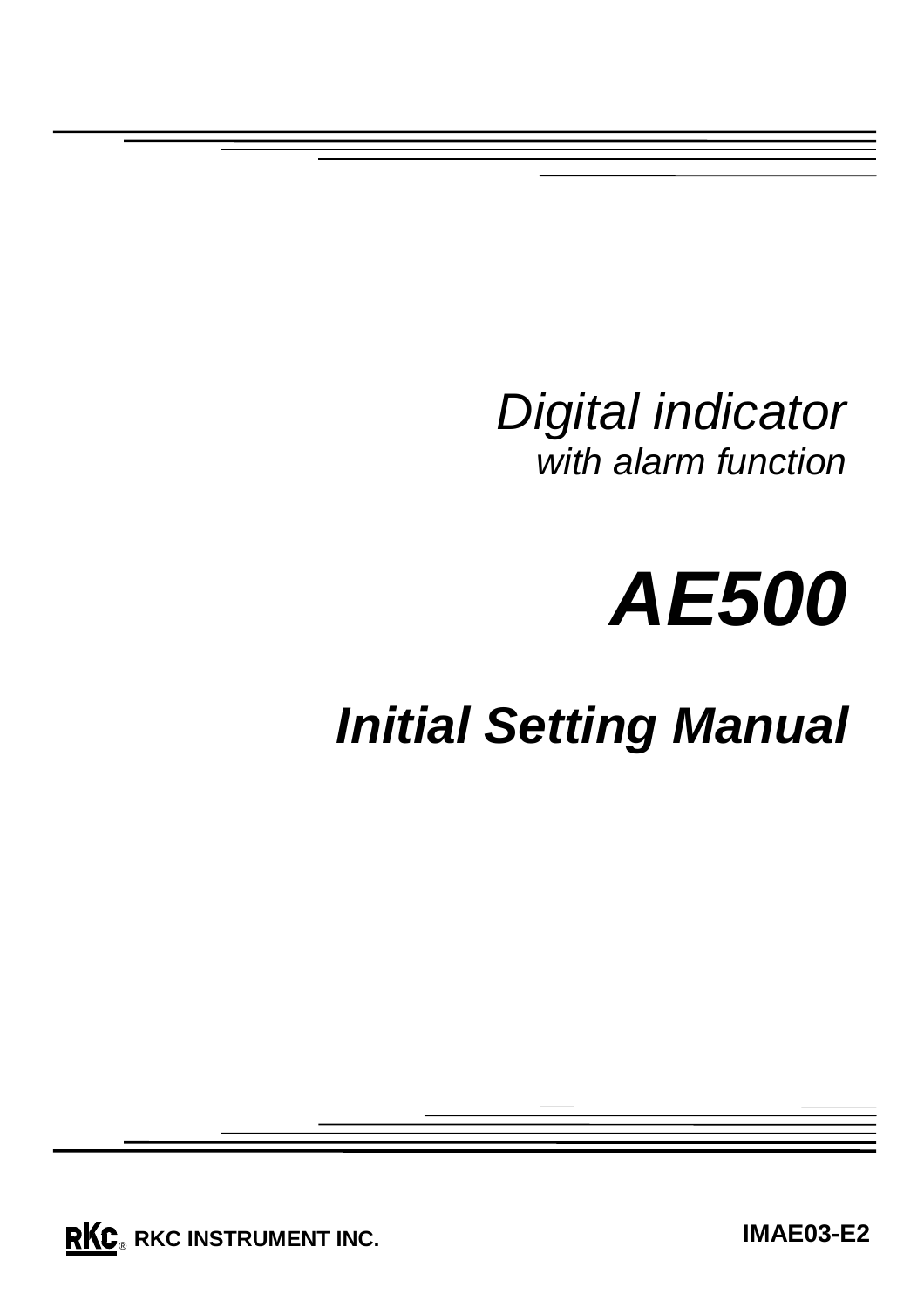*Digital indicator*
*with alarm function*

# *AE500*

## *Initial Setting Manual*

RKC® RKC INSTRUMENT INC.

**IMAE03-E2**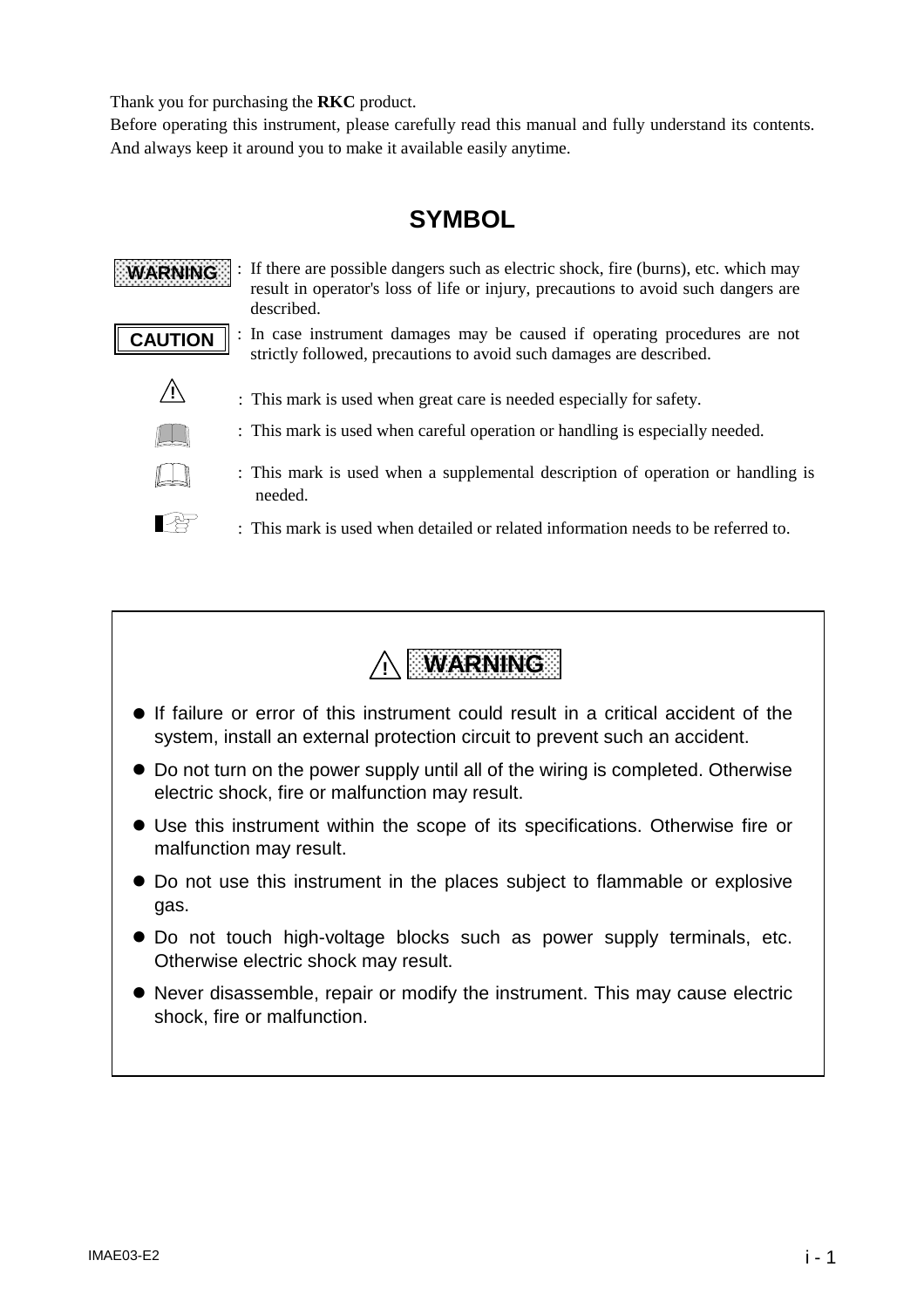Thank you for purchasing the **RKC** product.
Before operating this instrument, please carefully read this manual and fully understand its contents.
And always keep it around you to make it available easily anytime.

# SYMBOL

**WARNING** : If there are possible dangers such as electric shock, fire (burns), etc. which may result in operator's loss of life or injury, precautions to avoid such dangers are described.

**CAUTION** : In case instrument damages may be caused if operating procedures are not strictly followed, precautions to avoid such damages are described.

⚠ : This mark is used when great care is needed especially for safety.

: This mark is used when careful operation or handling is especially needed.

: This mark is used when a supplemental description of operation or handling is needed.

☞ : This mark is used when detailed or related information needs to be referred to.

## ⚠ WARNING

- If failure or error of this instrument could result in a critical accident of the system, install an external protection circuit to prevent such an accident.
- Do not turn on the power supply until all of the wiring is completed. Otherwise electric shock, fire or malfunction may result.
- Use this instrument within the scope of its specifications. Otherwise fire or malfunction may result.
- Do not use this instrument in the places subject to flammable or explosive gas.
- Do not touch high-voltage blocks such as power supply terminals, etc. Otherwise electric shock may result.
- Never disassemble, repair or modify the instrument. This may cause electric shock, fire or malfunction.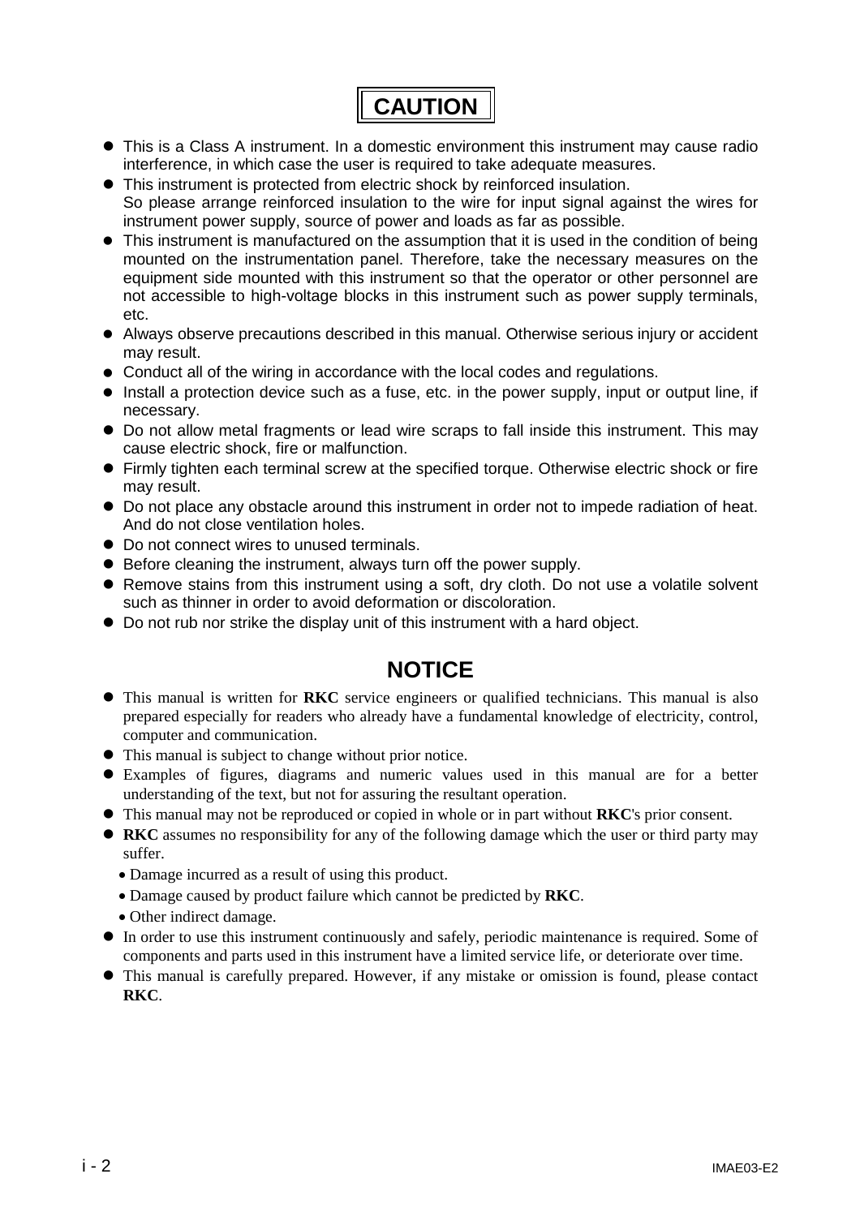# CAUTION

- This is a Class A instrument. In a domestic environment this instrument may cause radio interference, in which case the user is required to take adequate measures.
- This instrument is protected from electric shock by reinforced insulation. So please arrange reinforced insulation to the wire for input signal against the wires for instrument power supply, source of power and loads as far as possible.
- This instrument is manufactured on the assumption that it is used in the condition of being mounted on the instrumentation panel. Therefore, take the necessary measures on the equipment side mounted with this instrument so that the operator or other personnel are not accessible to high-voltage blocks in this instrument such as power supply terminals, etc.
- Always observe precautions described in this manual. Otherwise serious injury or accident may result.
- Conduct all of the wiring in accordance with the local codes and regulations.
- Install a protection device such as a fuse, etc. in the power supply, input or output line, if necessary.
- Do not allow metal fragments or lead wire scraps to fall inside this instrument. This may cause electric shock, fire or malfunction.
- Firmly tighten each terminal screw at the specified torque. Otherwise electric shock or fire may result.
- Do not place any obstacle around this instrument in order not to impede radiation of heat. And do not close ventilation holes.
- Do not connect wires to unused terminals.
- Before cleaning the instrument, always turn off the power supply.
- Remove stains from this instrument using a soft, dry cloth. Do not use a volatile solvent such as thinner in order to avoid deformation or discoloration.
- Do not rub nor strike the display unit of this instrument with a hard object.

# NOTICE

- This manual is written for **RKC** service engineers or qualified technicians. This manual is also prepared especially for readers who already have a fundamental knowledge of electricity, control, computer and communication.
- This manual is subject to change without prior notice.
- Examples of figures, diagrams and numeric values used in this manual are for a better understanding of the text, but not for assuring the resultant operation.
- This manual may not be reproduced or copied in whole or in part without **RKC**'s prior consent.
- **RKC** assumes no responsibility for any of the following damage which the user or third party may suffer.
  - Damage incurred as a result of using this product.
  - Damage caused by product failure which cannot be predicted by **RKC**.
  - Other indirect damage.
- In order to use this instrument continuously and safely, periodic maintenance is required. Some of components and parts used in this instrument have a limited service life, or deteriorate over time.
- This manual is carefully prepared. However, if any mistake or omission is found, please contact **RKC**.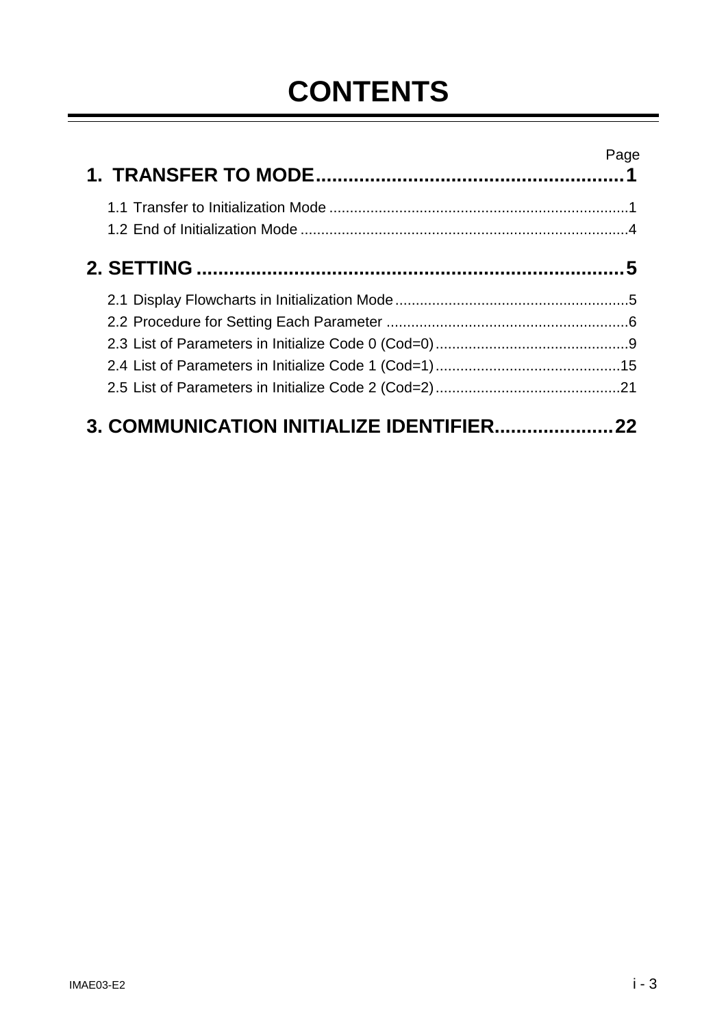# CONTENTS

Page

**1. TRANSFER TO MODE........................................................1**

1.1 Transfer to Initialization Mode .........................................................................1

1.2 End of Initialization Mode ................................................................................4

**2. SETTING ..............................................................................5**

2.1 Display Flowcharts in Initialization Mode.........................................................5

2.2 Procedure for Setting Each Parameter ...........................................................6

2.3 List of Parameters in Initialize Code 0 (Cod=0)...............................................9

2.4 List of Parameters in Initialize Code 1 (Cod=1).............................................15

2.5 List of Parameters in Initialize Code 2 (Cod=2).............................................21

**3. COMMUNICATION INITIALIZE IDENTIFIER......................22**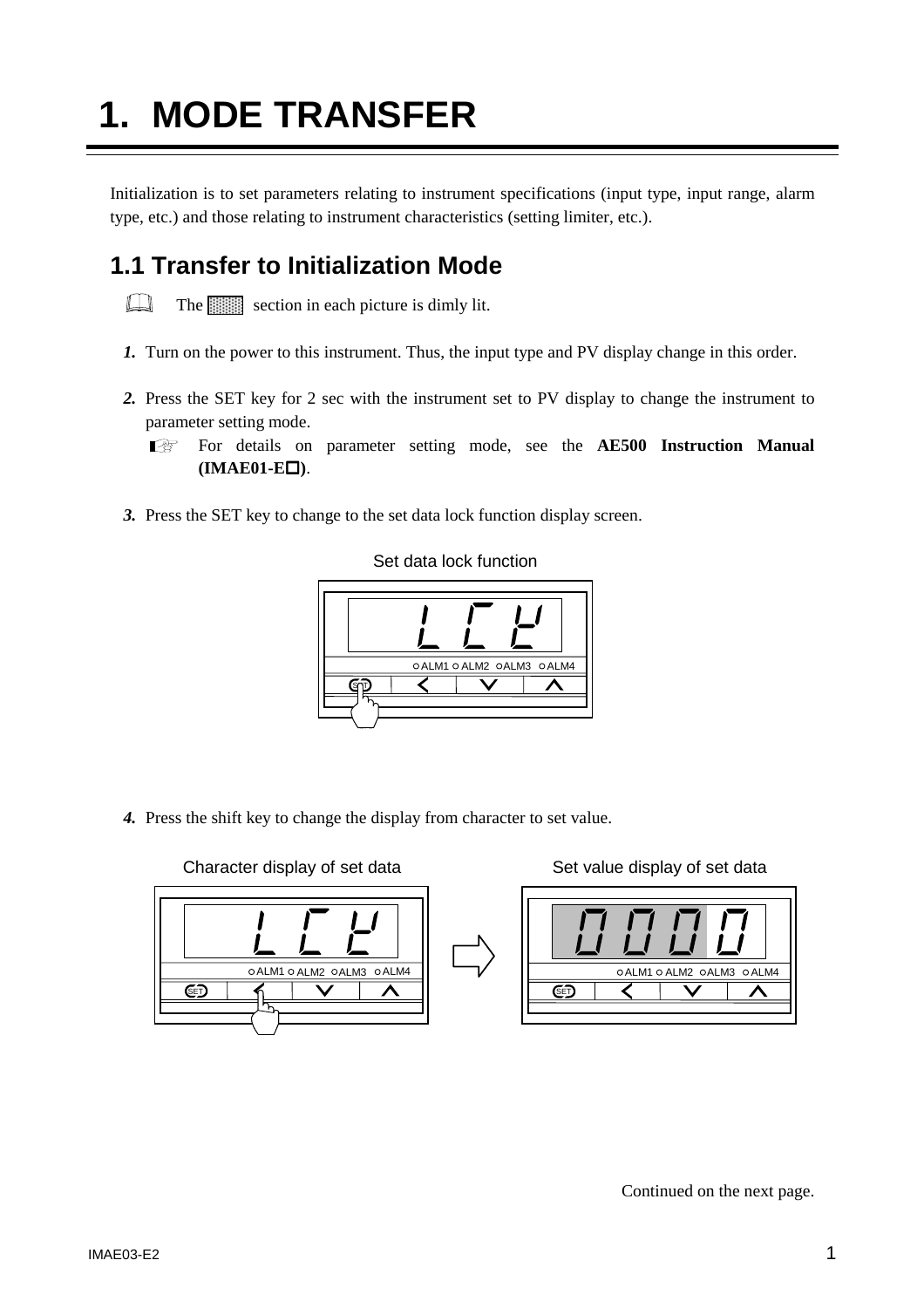# 1. MODE TRANSFER

Initialization is to set parameters relating to instrument specifications (input type, input range, alarm type, etc.) and those relating to instrument characteristics (setting limiter, etc.).

## 1.1 Transfer to Initialization Mode

The ░ section in each picture is dimly lit.

1. Turn on the power to this instrument. Thus, the input type and PV display change in this order.

2. Press the SET key for 2 sec with the instrument set to PV display to change the instrument to parameter setting mode.

   ☞ For details on parameter setting mode, see the **AE500 Instruction Manual (IMAE01-E□)**.

3. Press the SET key to change to the set data lock function display screen.

Set data lock function

4. Press the shift key to change the display from character to set value.

Character display of set data

Set value display of set data

Continued on the next page.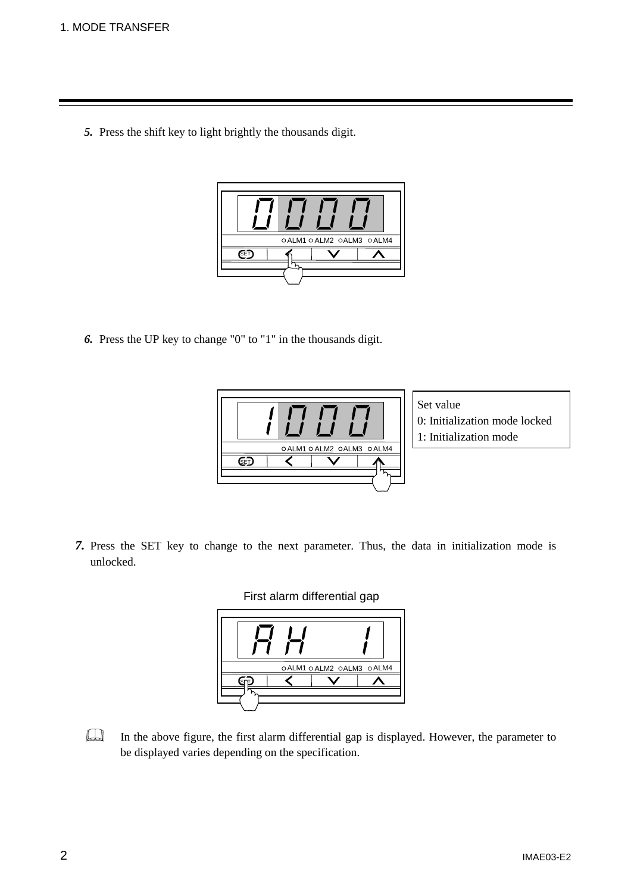**5.** Press the shift key to light brightly the thousands digit.

**6.** Press the UP key to change "0" to "1" in the thousands digit.

Set value
0: Initialization mode locked
1: Initialization mode

**7.** Press the SET key to change to the next parameter. Thus, the data in initialization mode is unlocked.

First alarm differential gap

In the above figure, the first alarm differential gap is displayed. However, the parameter to be displayed varies depending on the specification.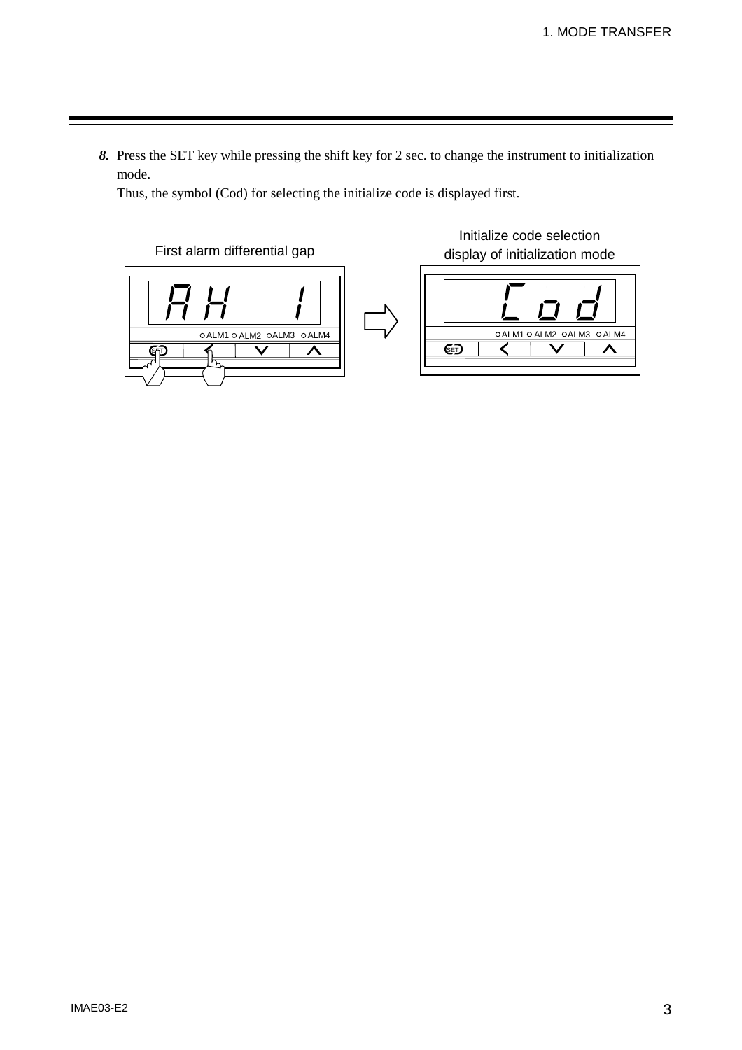*8.* Press the SET key while pressing the shift key for 2 sec. to change the instrument to initialization mode.

Thus, the symbol (Cod) for selecting the initialize code is displayed first.

First alarm differential gap

Initialize code selection display of initialization mode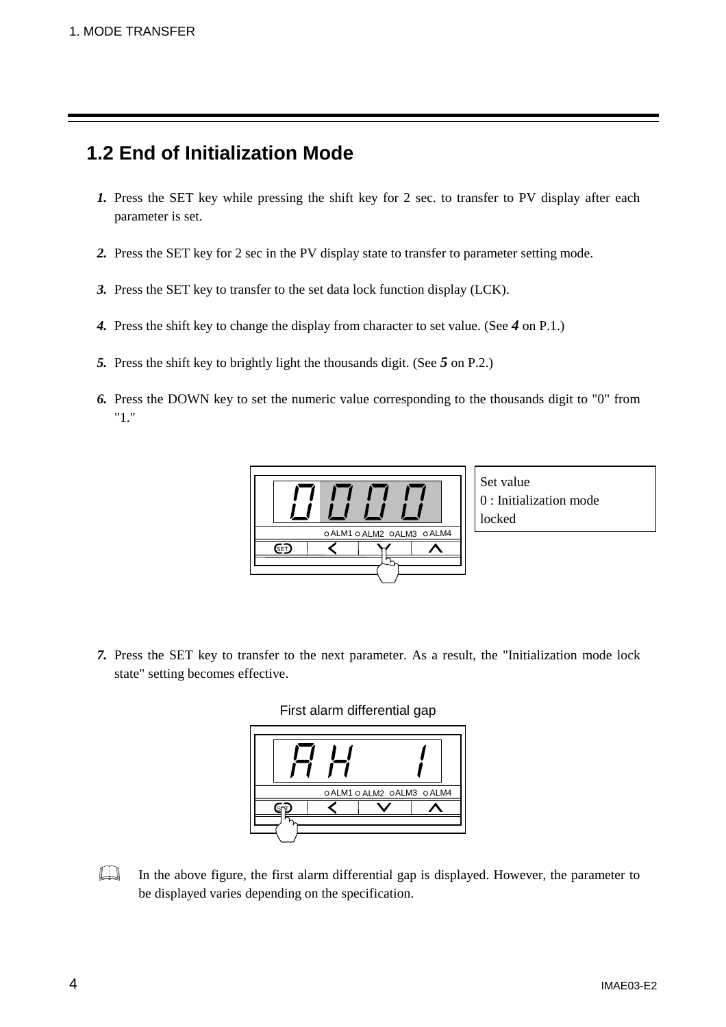## 1.2 End of Initialization Mode

1. Press the SET key while pressing the shift key for 2 sec. to transfer to PV display after each parameter is set.

2. Press the SET key for 2 sec in the PV display state to transfer to parameter setting mode.

3. Press the SET key to transfer to the set data lock function display (LCK).

4. Press the shift key to change the display from character to set value. (See ***4*** on P.1.)

5. Press the shift key to brightly light the thousands digit. (See ***5*** on P.2.)

6. Press the DOWN key to set the numeric value corresponding to the thousands digit to "0" from "1."

Set value
0 : Initialization mode locked

7. Press the SET key to transfer to the next parameter. As a result, the "Initialization mode lock state" setting becomes effective.

First alarm differential gap

In the above figure, the first alarm differential gap is displayed. However, the parameter to be displayed varies depending on the specification.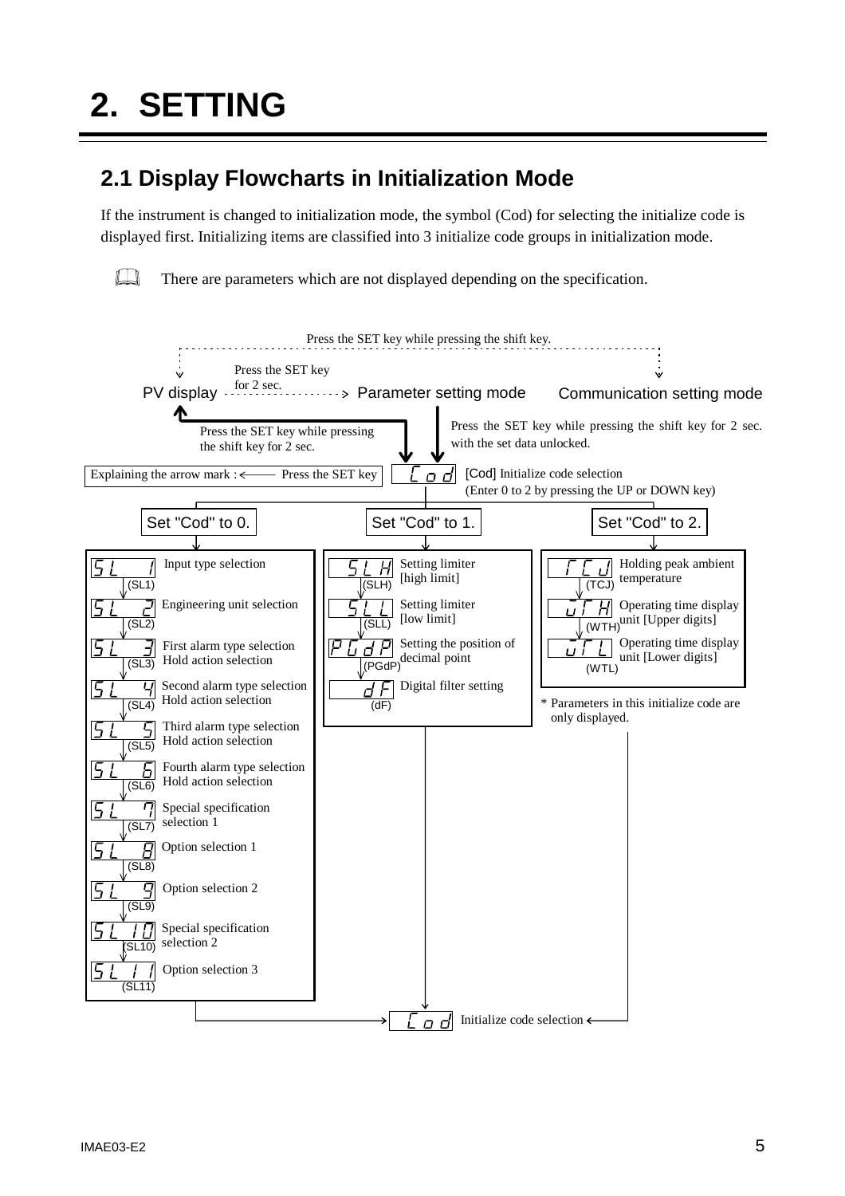# 2. SETTING

## 2.1 Display Flowcharts in Initialization Mode

If the instrument is changed to initialization mode, the symbol (Cod) for selecting the initialize code is displayed first. Initializing items are classified into 3 initialize code groups in initialization mode.

There are parameters which are not displayed depending on the specification.

Press the SET key while pressing the shift key.

PV display — Press the SET key for 2 sec. → Parameter setting mode

Communication setting mode

Press the SET key while pressing the shift key for 2 sec. (returns to PV display)

Press the SET key while pressing the shift key for 2 sec. with the set data unlocked.

Explaining the arrow mark : ← Press the SET key

**Cod** [Cod] Initialize code selection
(Enter 0 to 2 by pressing the UP or DOWN key)

**Set "Cod" to 0.**

- SL1 (SL1): Input type selection
- SL2 (SL2): Engineering unit selection
- SL3 (SL3): First alarm type selection, Hold action selection
- SL4 (SL4): Second alarm type selection, Hold action selection
- SL5 (SL5): Third alarm type selection, Hold action selection
- SL6 (SL6): Fourth alarm type selection, Hold action selection
- SL7 (SL7): Special specification selection 1
- SL8 (SL8): Option selection 1
- SL9 (SL9): Option selection 2
- SL10 (SL10): Special specification selection 2
- SL11 (SL11): Option selection 3

**Set "Cod" to 1.**

- SLH (SLH): Setting limiter [high limit]
- SLL (SLL): Setting limiter [low limit]
- PGdP (PGdP): Setting the position of decimal point
- dF (dF): Digital filter setting

**Set "Cod" to 2.**

- TCJ (TCJ): Holding peak ambient temperature
- WTH (WTH): Operating time display unit [Upper digits]
- WTL (WTL): Operating time display unit [Lower digits]

\* Parameters in this initialize code are only displayed.

→ **Cod** Initialize code selection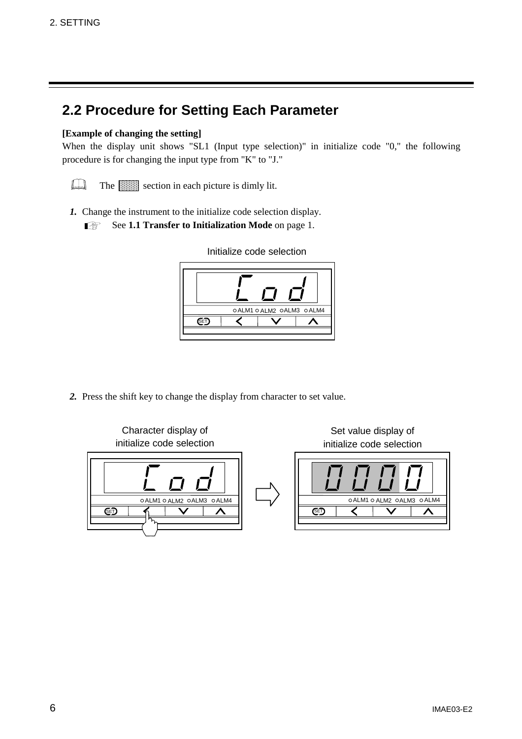## 2.2 Procedure for Setting Each Parameter

**[Example of changing the setting]**

When the display unit shows "SL1 (Input type selection)" in initialize code "0," the following procedure is for changing the input type from "K" to "J."

The ░ section in each picture is dimly lit.

***1.*** Change the instrument to the initialize code selection display.

See **1.1 Transfer to Initialization Mode** on page 1.

Initialize code selection

***2.*** Press the shift key to change the display from character to set value.

Character display of initialize code selection

Set value display of initialize code selection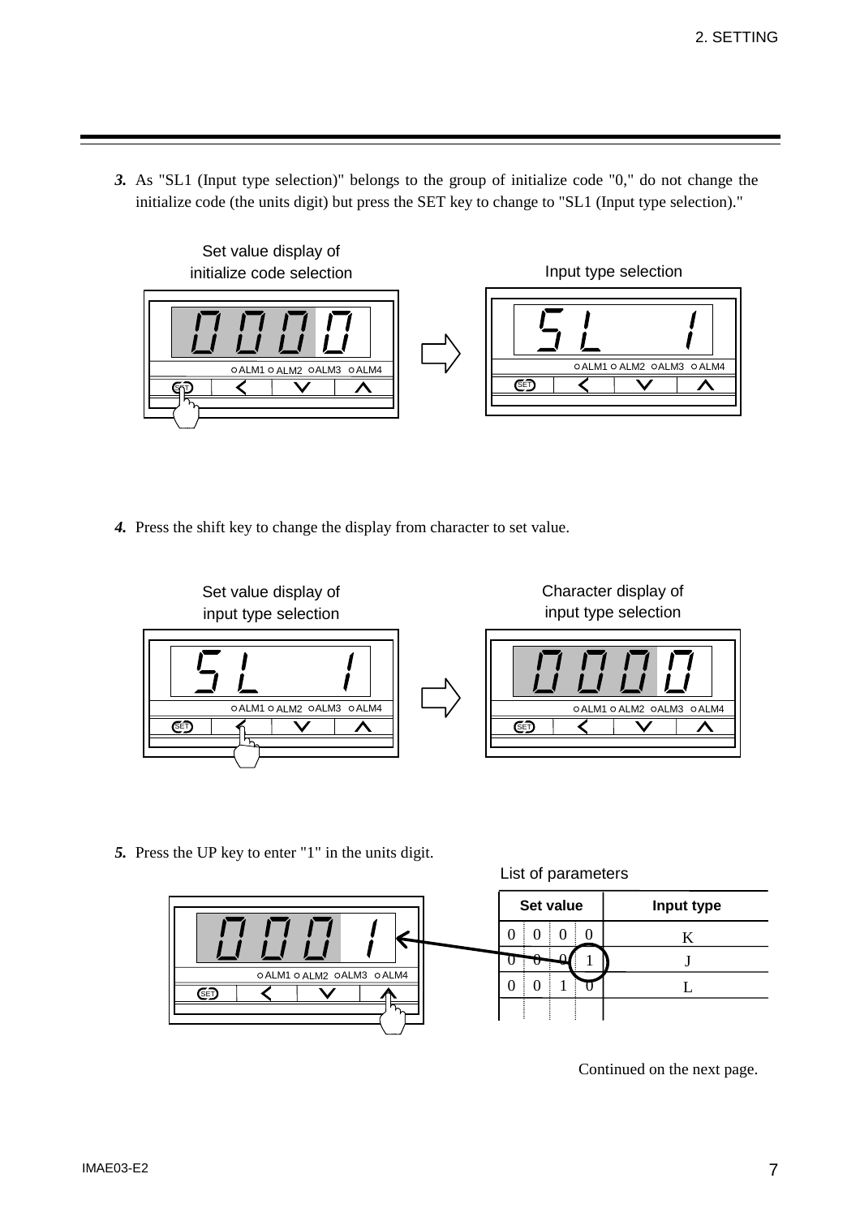**3.** As "SL1 (Input type selection)" belongs to the group of initialize code "0," do not change the initialize code (the units digit) but press the SET key to change to "SL1 (Input type selection)."

Set value display of initialize code selection

Input type selection

**4.** Press the shift key to change the display from character to set value.

Set value display of input type selection

Character display of input type selection

**5.** Press the UP key to enter "1" in the units digit.

List of parameters

| Set value | | | | Input type |
|---|---|---|---|---|
| 0 | 0 | 0 | 0 | K |
| 0 | 0 | 0 | 1 | J |
| 0 | 0 | 1 | 0 | L |

Continued on the next page.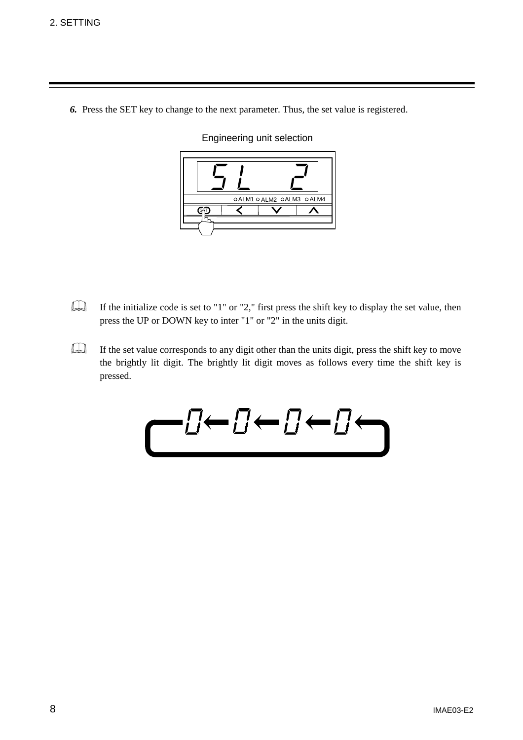***6.*** Press the SET key to change to the next parameter. Thus, the set value is registered.

Engineering unit selection

If the initialize code is set to "1" or "2," first press the shift key to display the set value, then press the UP or DOWN key to inter "1" or "2" in the units digit.

If the set value corresponds to any digit other than the units digit, press the shift key to move the brightly lit digit. The brightly lit digit moves as follows every time the shift key is pressed.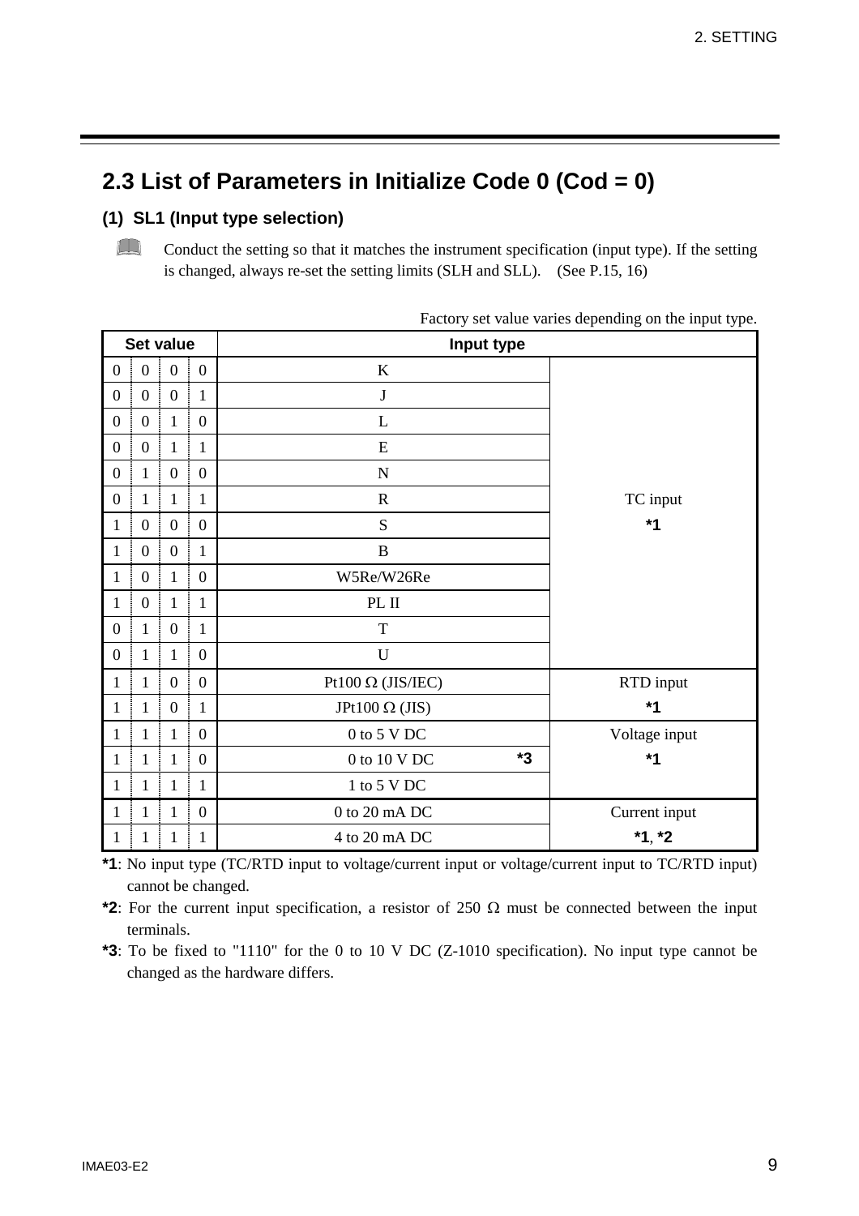## 2.3 List of Parameters in Initialize Code 0 (Cod = 0)

### (1) SL1 (Input type selection)

Conduct the setting so that it matches the instrument specification (input type). If the setting is changed, always re-set the setting limits (SLH and SLL). (See P.15, 16)

Factory set value varies depending on the input type.

| Set value | | | | Input type | |
|---|---|---|---|---|---|
| 0 | 0 | 0 | 0 | K | TC input **\*1** |
| 0 | 0 | 0 | 1 | J | |
| 0 | 0 | 1 | 0 | L | |
| 0 | 0 | 1 | 1 | E | |
| 0 | 1 | 0 | 0 | N | |
| 0 | 1 | 1 | 1 | R | |
| 1 | 0 | 0 | 0 | S | |
| 1 | 0 | 0 | 1 | B | |
| 1 | 0 | 1 | 0 | W5Re/W26Re | |
| 1 | 0 | 1 | 1 | PL II | |
| 0 | 1 | 0 | 1 | T | |
| 0 | 1 | 1 | 0 | U | |
| 1 | 1 | 0 | 0 | Pt100 Ω (JIS/IEC) | RTD input **\*1** |
| 1 | 1 | 0 | 1 | JPt100 Ω (JIS) | |
| 1 | 1 | 1 | 0 | 0 to 5 V DC | Voltage input **\*1** |
| 1 | 1 | 1 | 0 | 0 to 10 V DC **\*3** | |
| 1 | 1 | 1 | 1 | 1 to 5 V DC | |
| 1 | 1 | 1 | 0 | 0 to 20 mA DC | Current input **\*1**, **\*2** |
| 1 | 1 | 1 | 1 | 4 to 20 mA DC | |

**\*1**: No input type (TC/RTD input to voltage/current input or voltage/current input to TC/RTD input) cannot be changed.

**\*2**: For the current input specification, a resistor of 250 Ω must be connected between the input terminals.

**\*3**: To be fixed to "1110" for the 0 to 10 V DC (Z-1010 specification). No input type cannot be changed as the hardware differs.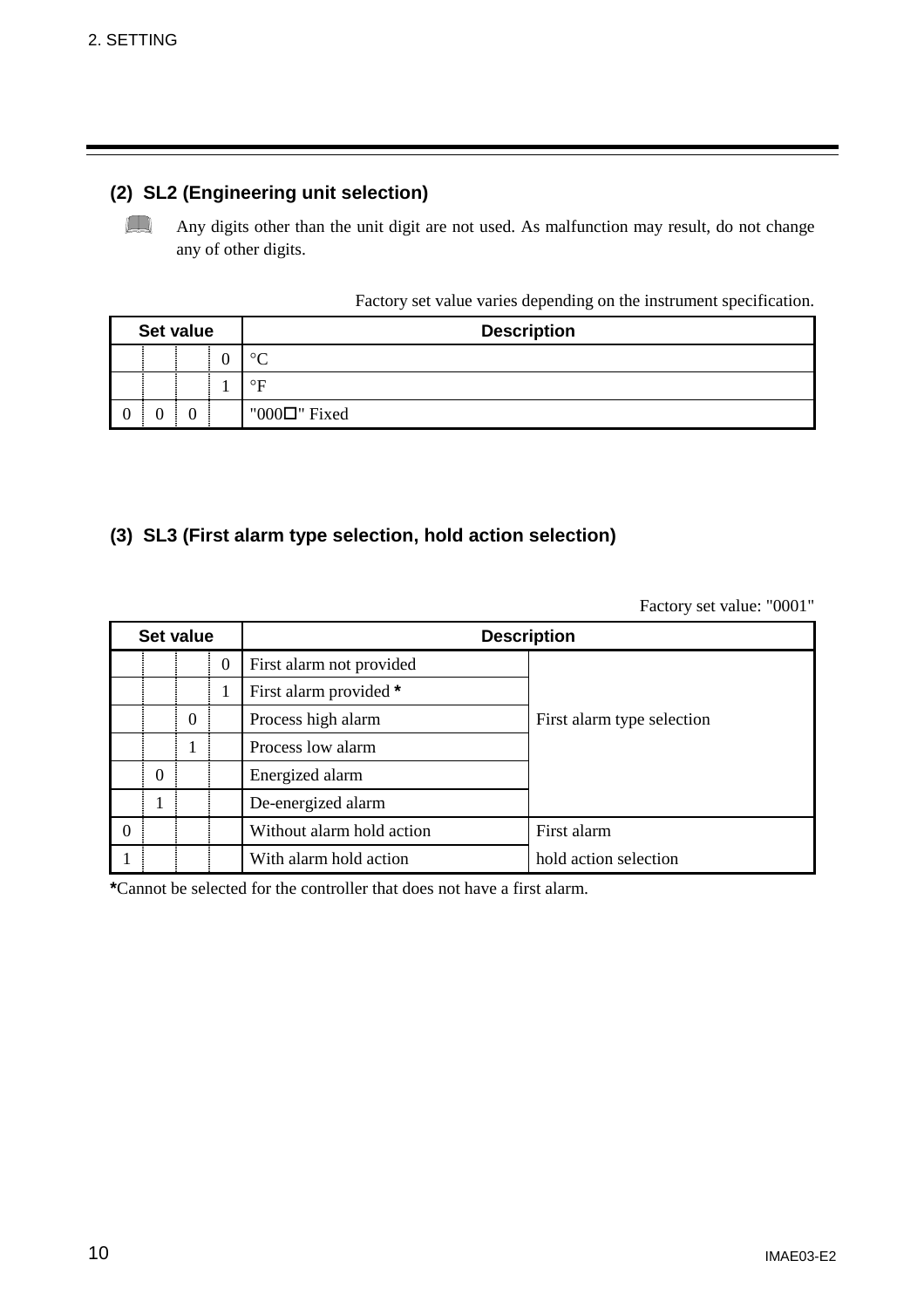## (2) SL2 (Engineering unit selection)

Any digits other than the unit digit are not used. As malfunction may result, do not change any of other digits.

Factory set value varies depending on the instrument specification.

| Set value | | | | Description |
|---|---|---|---|---|
| | | | 0 | °C |
| | | | 1 | °F |
| 0 | 0 | 0 | | "000□" Fixed |

## (3) SL3 (First alarm type selection, hold action selection)

Factory set value: "0001"

| Set value | | | | Description | |
|---|---|---|---|---|---|
| | | | 0 | First alarm not provided | First alarm type selection |
| | | | 1 | First alarm provided * | |
| | | 0 | | Process high alarm | |
| | | 1 | | Process low alarm | |
| | 0 | | | Energized alarm | |
| | 1 | | | De-energized alarm | |
| 0 | | | | Without alarm hold action | First alarm hold action selection |
| 1 | | | | With alarm hold action | |

***Cannot be selected for the controller that does not have a first alarm.**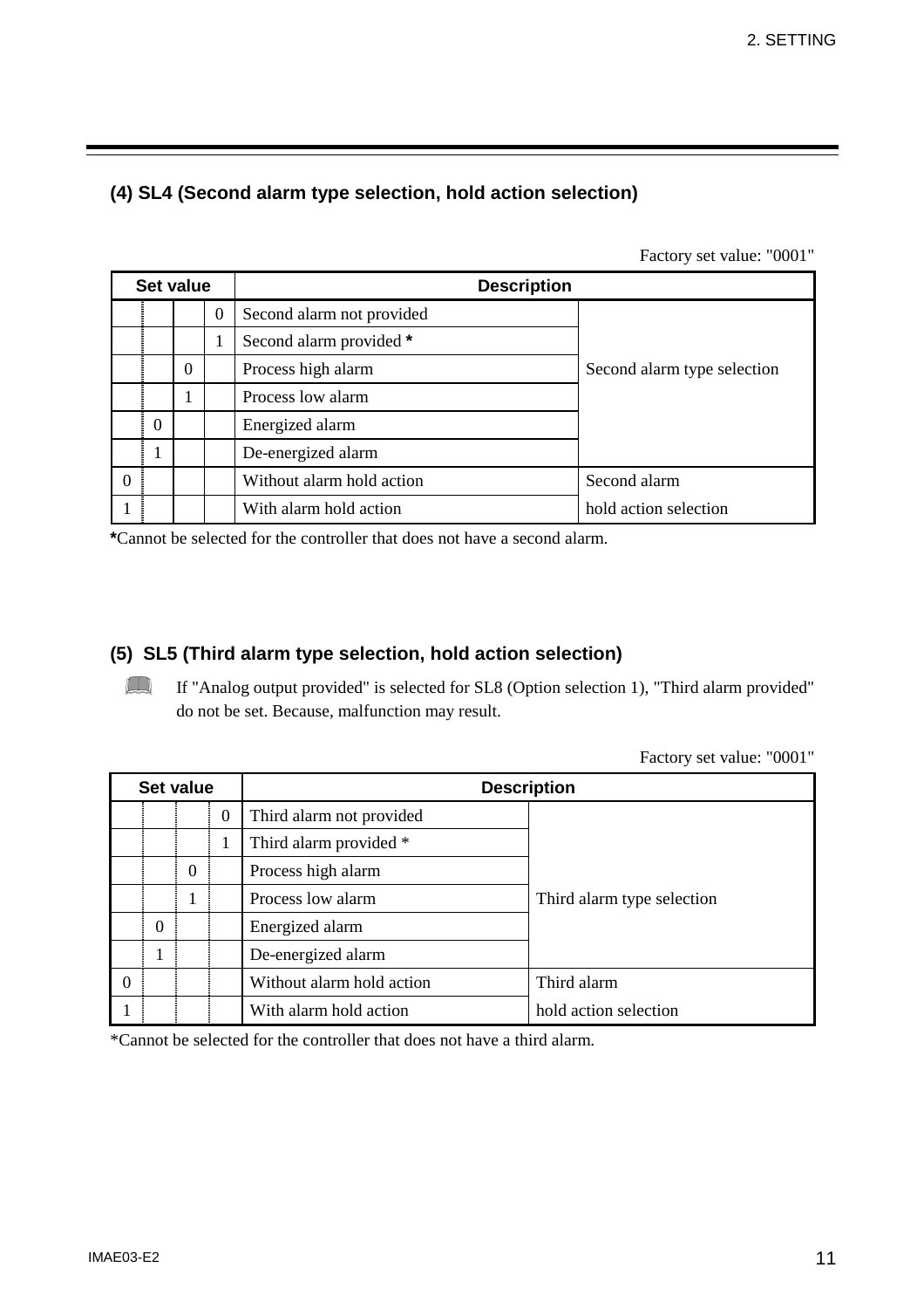### (4) SL4 (Second alarm type selection, hold action selection)

Factory set value: "0001"

| Set value | | | | Description | |
|---|---|---|---|---|---|
| | | | 0 | Second alarm not provided | Second alarm type selection |
| | | | 1 | Second alarm provided * | |
| | | 0 | | Process high alarm | |
| | | 1 | | Process low alarm | |
| | 0 | | | Energized alarm | |
| | 1 | | | De-energized alarm | |
| 0 | | | | Without alarm hold action | Second alarm hold action selection |
| 1 | | | | With alarm hold action | |

*Cannot be selected for the controller that does not have a second alarm.

### (5) SL5 (Third alarm type selection, hold action selection)

If "Analog output provided" is selected for SL8 (Option selection 1), "Third alarm provided" do not be set. Because, malfunction may result.

Factory set value: "0001"

| Set value | | | | Description | |
|---|---|---|---|---|---|
| | | | 0 | Third alarm not provided | Third alarm type selection |
| | | | 1 | Third alarm provided * | |
| | | 0 | | Process high alarm | |
| | | 1 | | Process low alarm | |
| | 0 | | | Energized alarm | |
| | 1 | | | De-energized alarm | |
| 0 | | | | Without alarm hold action | Third alarm hold action selection |
| 1 | | | | With alarm hold action | |

*Cannot be selected for the controller that does not have a third alarm.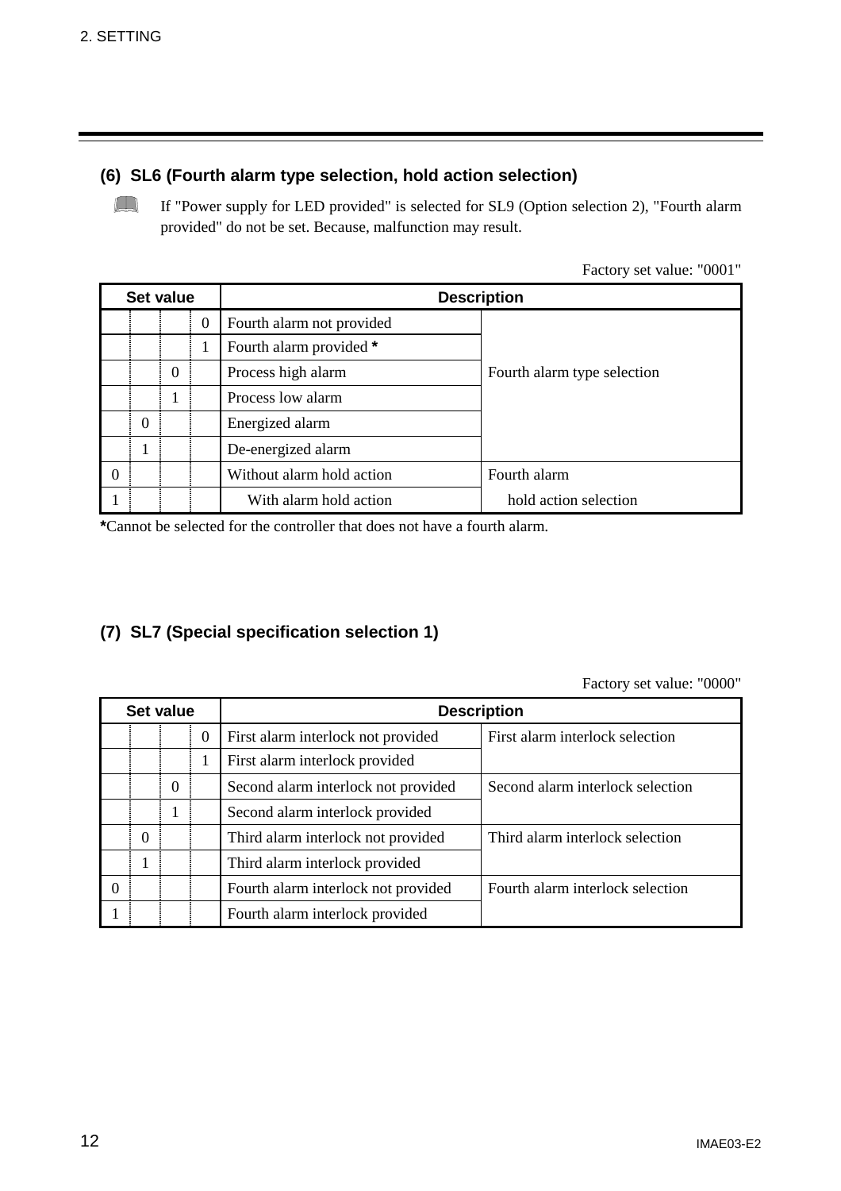## (6) SL6 (Fourth alarm type selection, hold action selection)

If "Power supply for LED provided" is selected for SL9 (Option selection 2), "Fourth alarm provided" do not be set. Because, malfunction may result.

Factory set value: "0001"

| Set value | | | | Description | |
|---|---|---|---|---|---|
| | | | 0 | Fourth alarm not provided | Fourth alarm type selection |
| | | | 1 | Fourth alarm provided * | |
| | | 0 | | Process high alarm | |
| | | 1 | | Process low alarm | |
| | 0 | | | Energized alarm | |
| | 1 | | | De-energized alarm | |
| 0 | | | | Without alarm hold action | Fourth alarm hold action selection |
| 1 | | | | With alarm hold action | |

***Cannot be selected for the controller that does not have a fourth alarm.

## (7) SL7 (Special specification selection 1)

Factory set value: "0000"

| Set value | | | | Description | |
|---|---|---|---|---|---|
| | | | 0 | First alarm interlock not provided | First alarm interlock selection |
| | | | 1 | First alarm interlock provided | |
| | | 0 | | Second alarm interlock not provided | Second alarm interlock selection |
| | | 1 | | Second alarm interlock provided | |
| | 0 | | | Third alarm interlock not provided | Third alarm interlock selection |
| | 1 | | | Third alarm interlock provided | |
| 0 | | | | Fourth alarm interlock not provided | Fourth alarm interlock selection |
| 1 | | | | Fourth alarm interlock provided | |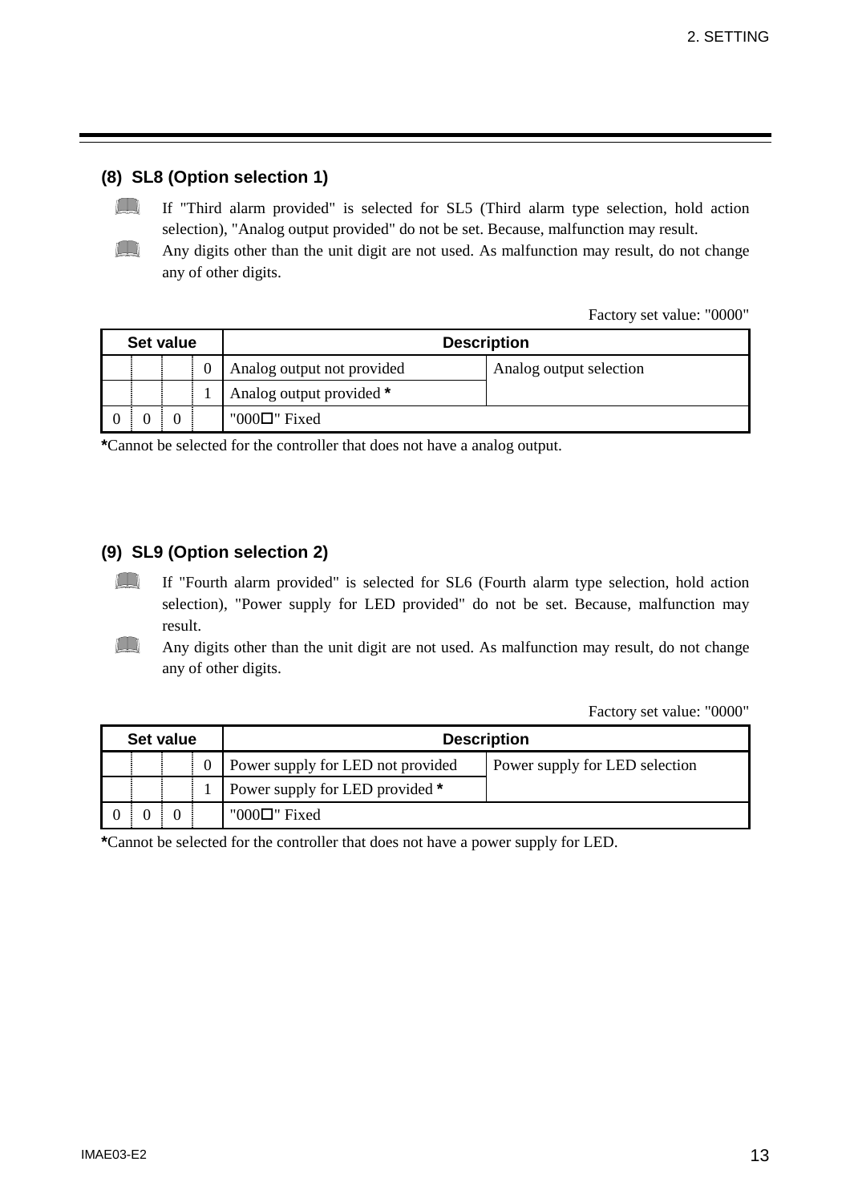### (8) SL8 (Option selection 1)

If "Third alarm provided" is selected for SL5 (Third alarm type selection, hold action selection), "Analog output provided" do not be set. Because, malfunction may result.

Any digits other than the unit digit are not used. As malfunction may result, do not change any of other digits.

Factory set value: "0000"

| Set value | | | | Description | |
|---|---|---|---|---|---|
| | | | 0 | Analog output not provided | Analog output selection |
| | | | 1 | Analog output provided * | |
| 0 | 0 | 0 | | "000☐" Fixed | |

*Cannot be selected for the controller that does not have a analog output.

### (9) SL9 (Option selection 2)

If "Fourth alarm provided" is selected for SL6 (Fourth alarm type selection, hold action selection), "Power supply for LED provided" do not be set. Because, malfunction may result.

Any digits other than the unit digit are not used. As malfunction may result, do not change any of other digits.

Factory set value: "0000"

| Set value | | | | Description | |
|---|---|---|---|---|---|
| | | | 0 | Power supply for LED not provided | Power supply for LED selection |
| | | | 1 | Power supply for LED provided * | |
| 0 | 0 | 0 | | "000☐" Fixed | |

*Cannot be selected for the controller that does not have a power supply for LED.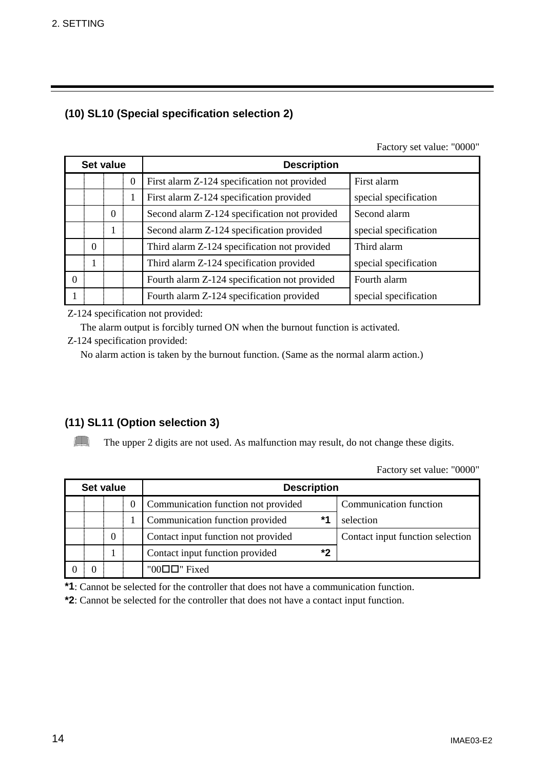### (10) SL10 (Special specification selection 2)

Factory set value: "0000"

| Set value | | | | Description | |
|---|---|---|---|---|---|
| | | | 0 | First alarm Z-124 specification not provided | First alarm special specification |
| | | | 1 | First alarm Z-124 specification provided | |
| | | 0 | | Second alarm Z-124 specification not provided | Second alarm special specification |
| | | 1 | | Second alarm Z-124 specification provided | |
| | 0 | | | Third alarm Z-124 specification not provided | Third alarm special specification |
| | 1 | | | Third alarm Z-124 specification provided | |
| 0 | | | | Fourth alarm Z-124 specification not provided | Fourth alarm special specification |
| 1 | | | | Fourth alarm Z-124 specification provided | |

Z-124 specification not provided:
The alarm output is forcibly turned ON when the burnout function is activated.

Z-124 specification provided:
No alarm action is taken by the burnout function. (Same as the normal alarm action.)

### (11) SL11 (Option selection 3)

The upper 2 digits are not used. As malfunction may result, do not change these digits.

Factory set value: "0000"

| Set value | | | | Description | |
|---|---|---|---|---|---|
| | | | 0 | Communication function not provided | Communication function selection |
| | | | 1 | Communication function provided **\*1** | |
| | | 0 | | Contact input function not provided | Contact input function selection |
| | | 1 | | Contact input function provided **\*2** | |
| 0 | 0 | | | "00□□" Fixed | |

**\*1**: Cannot be selected for the controller that does not have a communication function.

**\*2**: Cannot be selected for the controller that does not have a contact input function.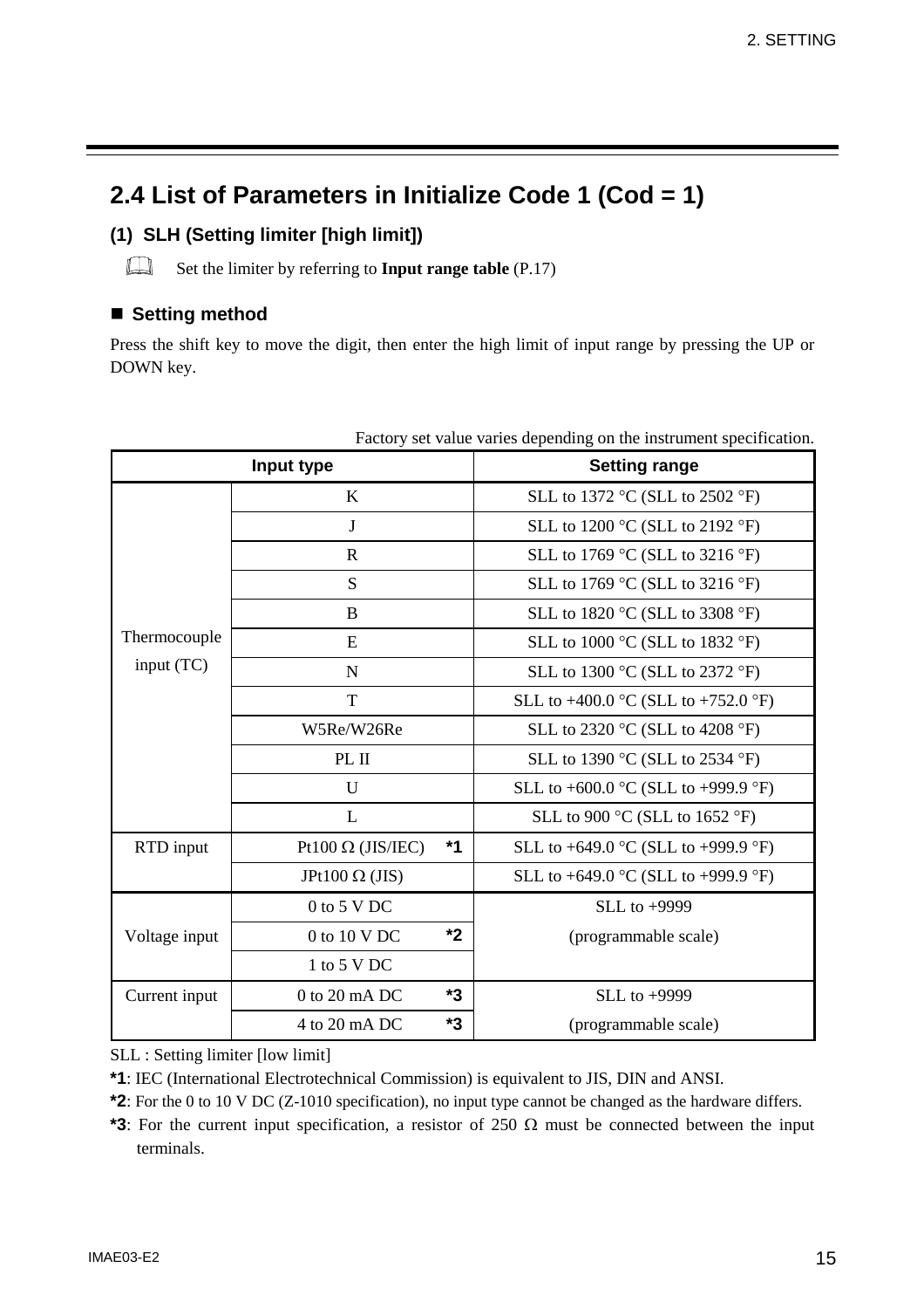## 2.4 List of Parameters in Initialize Code 1 (Cod = 1)

### (1) SLH (Setting limiter [high limit])

Set the limiter by referring to **Input range table** (P.17)

#### ■ Setting method

Press the shift key to move the digit, then enter the high limit of input range by pressing the UP or DOWN key.

Factory set value varies depending on the instrument specification.

| Input type | | Setting range |
|---|---|---|
| Thermocouple input (TC) | K | SLL to 1372 °C (SLL to 2502 °F) |
| | J | SLL to 1200 °C (SLL to 2192 °F) |
| | R | SLL to 1769 °C (SLL to 3216 °F) |
| | S | SLL to 1769 °C (SLL to 3216 °F) |
| | B | SLL to 1820 °C (SLL to 3308 °F) |
| | E | SLL to 1000 °C (SLL to 1832 °F) |
| | N | SLL to 1300 °C (SLL to 2372 °F) |
| | T | SLL to +400.0 °C (SLL to +752.0 °F) |
| | W5Re/W26Re | SLL to 2320 °C (SLL to 4208 °F) |
| | PL II | SLL to 1390 °C (SLL to 2534 °F) |
| | U | SLL to +600.0 °C (SLL to +999.9 °F) |
| | L | SLL to 900 °C (SLL to 1652 °F) |
| RTD input | Pt100 Ω (JIS/IEC) *1 | SLL to +649.0 °C (SLL to +999.9 °F) |
| | JPt100 Ω (JIS) | SLL to +649.0 °C (SLL to +999.9 °F) |
| Voltage input | 0 to 5 V DC | SLL to +9999 (programmable scale) |
| | 0 to 10 V DC *2 | |
| | 1 to 5 V DC | |
| Current input | 0 to 20 mA DC *3 | SLL to +9999 (programmable scale) |
| | 4 to 20 mA DC *3 | |

SLL : Setting limiter [low limit]

***1**: IEC (International Electrotechnical Commission) is equivalent to JIS, DIN and ANSI.

***2**: For the 0 to 10 V DC (Z-1010 specification), no input type cannot be changed as the hardware differs.

***3**: For the current input specification, a resistor of 250 Ω must be connected between the input terminals.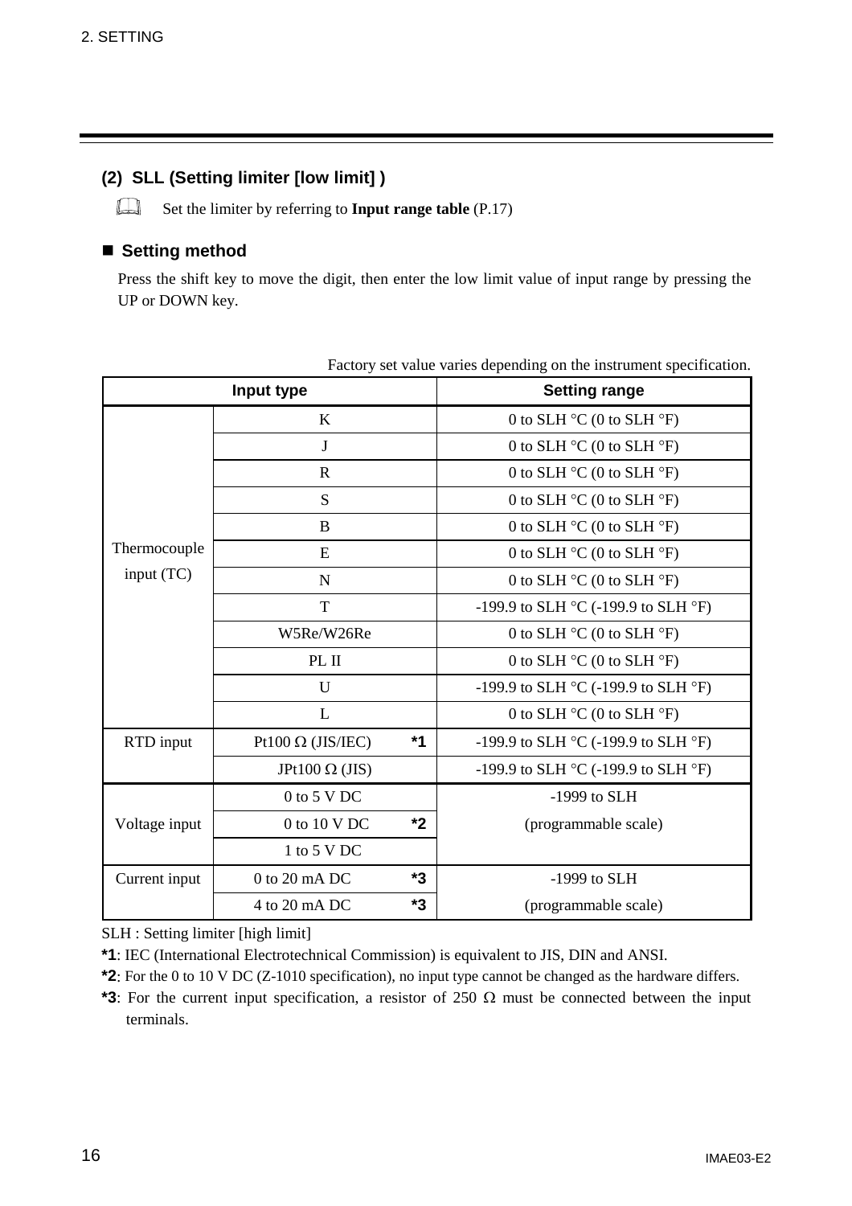### (2) SLL (Setting limiter [low limit] )

Set the limiter by referring to **Input range table** (P.17)

#### ■ Setting method

Press the shift key to move the digit, then enter the low limit value of input range by pressing the UP or DOWN key.

Factory set value varies depending on the instrument specification.

| Input type | | Setting range |
|---|---|---|
| Thermocouple input (TC) | K | 0 to SLH °C (0 to SLH °F) |
| | J | 0 to SLH °C (0 to SLH °F) |
| | R | 0 to SLH °C (0 to SLH °F) |
| | S | 0 to SLH °C (0 to SLH °F) |
| | B | 0 to SLH °C (0 to SLH °F) |
| | E | 0 to SLH °C (0 to SLH °F) |
| | N | 0 to SLH °C (0 to SLH °F) |
| | T | -199.9 to SLH °C (-199.9 to SLH °F) |
| | W5Re/W26Re | 0 to SLH °C (0 to SLH °F) |
| | PL II | 0 to SLH °C (0 to SLH °F) |
| | U | -199.9 to SLH °C (-199.9 to SLH °F) |
| | L | 0 to SLH °C (0 to SLH °F) |
| RTD input | Pt100 Ω (JIS/IEC) *1 | -199.9 to SLH °C (-199.9 to SLH °F) |
| | JPt100 Ω (JIS) | -199.9 to SLH °C (-199.9 to SLH °F) |
| Voltage input | 0 to 5 V DC | -1999 to SLH (programmable scale) |
| | 0 to 10 V DC *2 | |
| | 1 to 5 V DC | |
| Current input | 0 to 20 mA DC *3 | -1999 to SLH (programmable scale) |
| | 4 to 20 mA DC *3 | |

SLH : Setting limiter [high limit]

**\*1**: IEC (International Electrotechnical Commission) is equivalent to JIS, DIN and ANSI.

**\*2**: For the 0 to 10 V DC (Z-1010 specification), no input type cannot be changed as the hardware differs.

**\*3**: For the current input specification, a resistor of 250 Ω must be connected between the input terminals.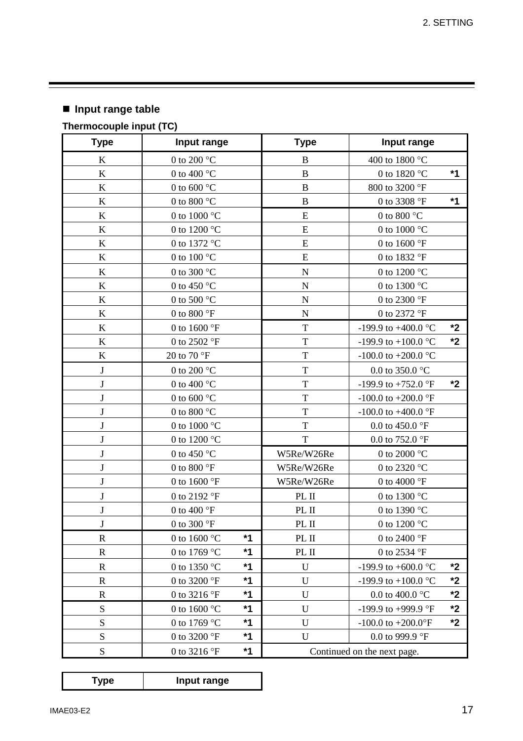## ■ Input range table

**Thermocouple input (TC)**

| Type | Input range | Type | Input range |
|---|---|---|---|
| K | 0 to 200 °C | B | 400 to 1800 °C |
| K | 0 to 400 °C | B | 0 to 1820 °C **\*1** |
| K | 0 to 600 °C | B | 800 to 3200 °F |
| K | 0 to 800 °C | B | 0 to 3308 °F **\*1** |
| K | 0 to 1000 °C | E | 0 to 800 °C |
| K | 0 to 1200 °C | E | 0 to 1000 °C |
| K | 0 to 1372 °C | E | 0 to 1600 °F |
| K | 0 to 100 °C | E | 0 to 1832 °F |
| K | 0 to 300 °C | N | 0 to 1200 °C |
| K | 0 to 450 °C | N | 0 to 1300 °C |
| K | 0 to 500 °C | N | 0 to 2300 °F |
| K | 0 to 800 °F | N | 0 to 2372 °F |
| K | 0 to 1600 °F | T | -199.9 to +400.0 °C **\*2** |
| K | 0 to 2502 °F | T | -199.9 to +100.0 °C **\*2** |
| K | 20 to 70 °F | T | -100.0 to +200.0 °C |
| J | 0 to 200 °C | T | 0.0 to 350.0 °C |
| J | 0 to 400 °C | T | -199.9 to +752.0 °F **\*2** |
| J | 0 to 600 °C | T | -100.0 to +200.0 °F |
| J | 0 to 800 °C | T | -100.0 to +400.0 °F |
| J | 0 to 1000 °C | T | 0.0 to 450.0 °F |
| J | 0 to 1200 °C | T | 0.0 to 752.0 °F |
| J | 0 to 450 °C | W5Re/W26Re | 0 to 2000 °C |
| J | 0 to 800 °F | W5Re/W26Re | 0 to 2320 °C |
| J | 0 to 1600 °F | W5Re/W26Re | 0 to 4000 °F |
| J | 0 to 2192 °F | PL II | 0 to 1300 °C |
| J | 0 to 400 °F | PL II | 0 to 1390 °C |
| J | 0 to 300 °F | PL II | 0 to 1200 °C |
| R | 0 to 1600 °C **\*1** | PL II | 0 to 2400 °F |
| R | 0 to 1769 °C **\*1** | PL II | 0 to 2534 °F |
| R | 0 to 1350 °C **\*1** | U | -199.9 to +600.0 °C **\*2** |
| R | 0 to 3200 °F **\*1** | U | -199.9 to +100.0 °C **\*2** |
| R | 0 to 3216 °F **\*1** | U | 0.0 to 400.0 °C **\*2** |
| S | 0 to 1600 °C **\*1** | U | -199.9 to +999.9 °F **\*2** |
| S | 0 to 1769 °C **\*1** | U | -100.0 to +200.0°F **\*2** |
| S | 0 to 3200 °F **\*1** | U | 0.0 to 999.9 °F |
| S | 0 to 3216 °F **\*1** | Continued on the next page. | |

| Type | Input range |
|---|---|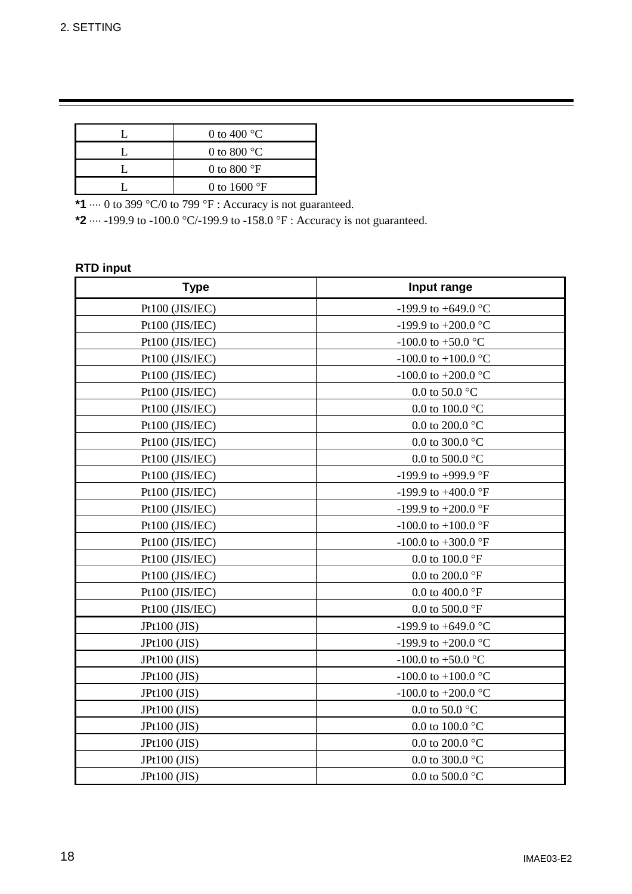| L | 0 to 400 °C |
|---|---|
| L | 0 to 800 °C |
| L | 0 to 800 °F |
| L | 0 to 1600 °F |

**\*1** ···· 0 to 399 °C/0 to 799 °F : Accuracy is not guaranteed.

**\*2** ···· -199.9 to -100.0 °C/-199.9 to -158.0 °F : Accuracy is not guaranteed.

**RTD input**

| Type | Input range |
|---|---|
| Pt100 (JIS/IEC) | -199.9 to +649.0 °C |
| Pt100 (JIS/IEC) | -199.9 to +200.0 °C |
| Pt100 (JIS/IEC) | -100.0 to +50.0 °C |
| Pt100 (JIS/IEC) | -100.0 to +100.0 °C |
| Pt100 (JIS/IEC) | -100.0 to +200.0 °C |
| Pt100 (JIS/IEC) | 0.0 to 50.0 °C |
| Pt100 (JIS/IEC) | 0.0 to 100.0 °C |
| Pt100 (JIS/IEC) | 0.0 to 200.0 °C |
| Pt100 (JIS/IEC) | 0.0 to 300.0 °C |
| Pt100 (JIS/IEC) | 0.0 to 500.0 °C |
| Pt100 (JIS/IEC) | -199.9 to +999.9 °F |
| Pt100 (JIS/IEC) | -199.9 to +400.0 °F |
| Pt100 (JIS/IEC) | -199.9 to +200.0 °F |
| Pt100 (JIS/IEC) | -100.0 to +100.0 °F |
| Pt100 (JIS/IEC) | -100.0 to +300.0 °F |
| Pt100 (JIS/IEC) | 0.0 to 100.0 °F |
| Pt100 (JIS/IEC) | 0.0 to 200.0 °F |
| Pt100 (JIS/IEC) | 0.0 to 400.0 °F |
| Pt100 (JIS/IEC) | 0.0 to 500.0 °F |
| JPt100 (JIS) | -199.9 to +649.0 °C |
| JPt100 (JIS) | -199.9 to +200.0 °C |
| JPt100 (JIS) | -100.0 to +50.0 °C |
| JPt100 (JIS) | -100.0 to +100.0 °C |
| JPt100 (JIS) | -100.0 to +200.0 °C |
| JPt100 (JIS) | 0.0 to 50.0 °C |
| JPt100 (JIS) | 0.0 to 100.0 °C |
| JPt100 (JIS) | 0.0 to 200.0 °C |
| JPt100 (JIS) | 0.0 to 300.0 °C |
| JPt100 (JIS) | 0.0 to 500.0 °C |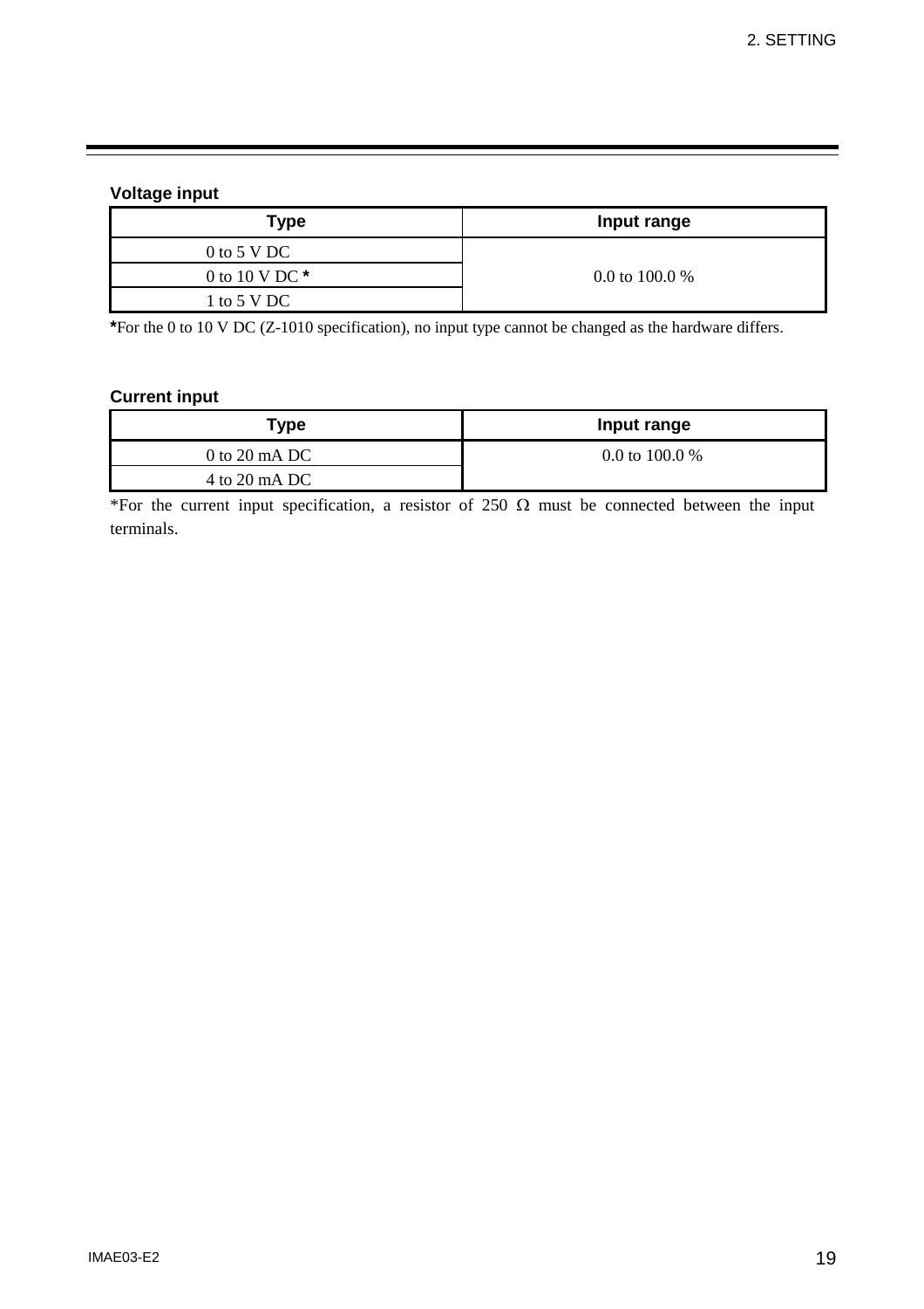**Voltage input**

| Type | Input range |
| --- | --- |
| 0 to 5 V DC | 0.0 to 100.0 % |
| 0 to 10 V DC * | |
| 1 to 5 V DC | |

*For the 0 to 10 V DC (Z-1010 specification), no input type cannot be changed as the hardware differs.

**Current input**

| Type | Input range |
| --- | --- |
| 0 to 20 mA DC | 0.0 to 100.0 % |
| 4 to 20 mA DC | |

*For the current input specification, a resistor of 250 Ω must be connected between the input terminals.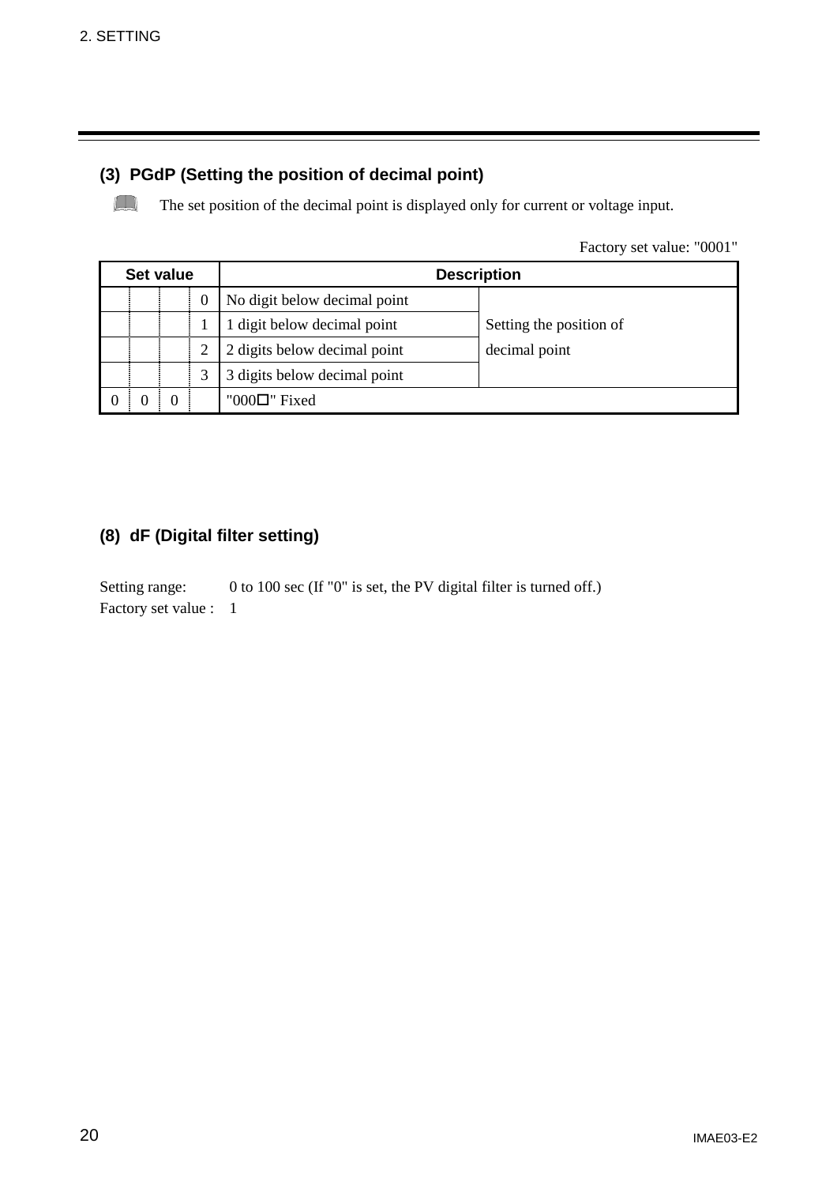### (3) PGdP (Setting the position of decimal point)

The set position of the decimal point is displayed only for current or voltage input.

Factory set value: "0001"

| Set value | | | | Description | |
|---|---|---|---|---|---|
| | | | 0 | No digit below decimal point | Setting the position of decimal point |
| | | | 1 | 1 digit below decimal point | |
| | | | 2 | 2 digits below decimal point | |
| | | | 3 | 3 digits below decimal point | |
| 0 | 0 | 0 | | "000□" Fixed | |

### (8) dF (Digital filter setting)

Setting range: 0 to 100 sec (If "0" is set, the PV digital filter is turned off.)
Factory set value : 1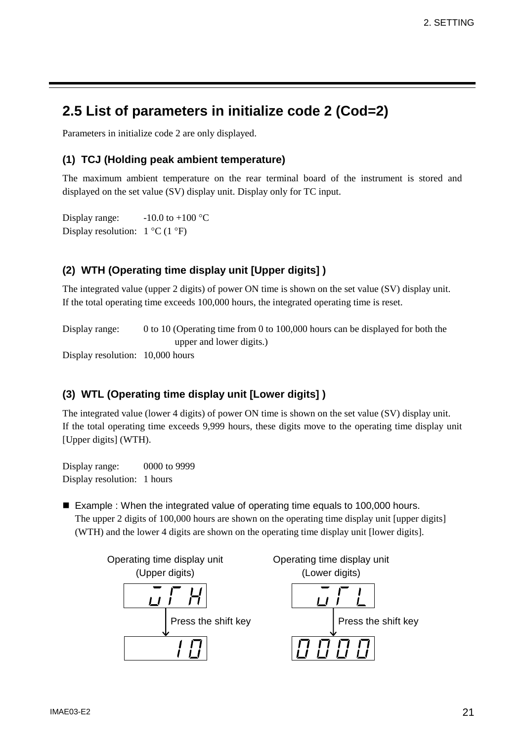## 2.5 List of parameters in initialize code 2 (Cod=2)

Parameters in initialize code 2 are only displayed.

### (1) TCJ (Holding peak ambient temperature)

The maximum ambient temperature on the rear terminal board of the instrument is stored and displayed on the set value (SV) display unit. Display only for TC input.

Display range: -10.0 to +100 °C
Display resolution: 1 °C (1 °F)

### (2) WTH (Operating time display unit [Upper digits] )

The integrated value (upper 2 digits) of power ON time is shown on the set value (SV) display unit.
If the total operating time exceeds 100,000 hours, the integrated operating time is reset.

Display range: 0 to 10 (Operating time from 0 to 100,000 hours can be displayed for both the upper and lower digits.)
Display resolution: 10,000 hours

### (3) WTL (Operating time display unit [Lower digits] )

The integrated value (lower 4 digits) of power ON time is shown on the set value (SV) display unit.
If the total operating time exceeds 9,999 hours, these digits move to the operating time display unit [Upper digits] (WTH).

Display range: 0000 to 9999
Display resolution: 1 hours

■ Example : When the integrated value of operating time equals to 100,000 hours.
The upper 2 digits of 100,000 hours are shown on the operating time display unit [upper digits] (WTH) and the lower 4 digits are shown on the operating time display unit [lower digits].

Operating time display unit (Upper digits)

WTH
↓ Press the shift key
10

Operating time display unit (Lower digits)

WTL
↓ Press the shift key
0000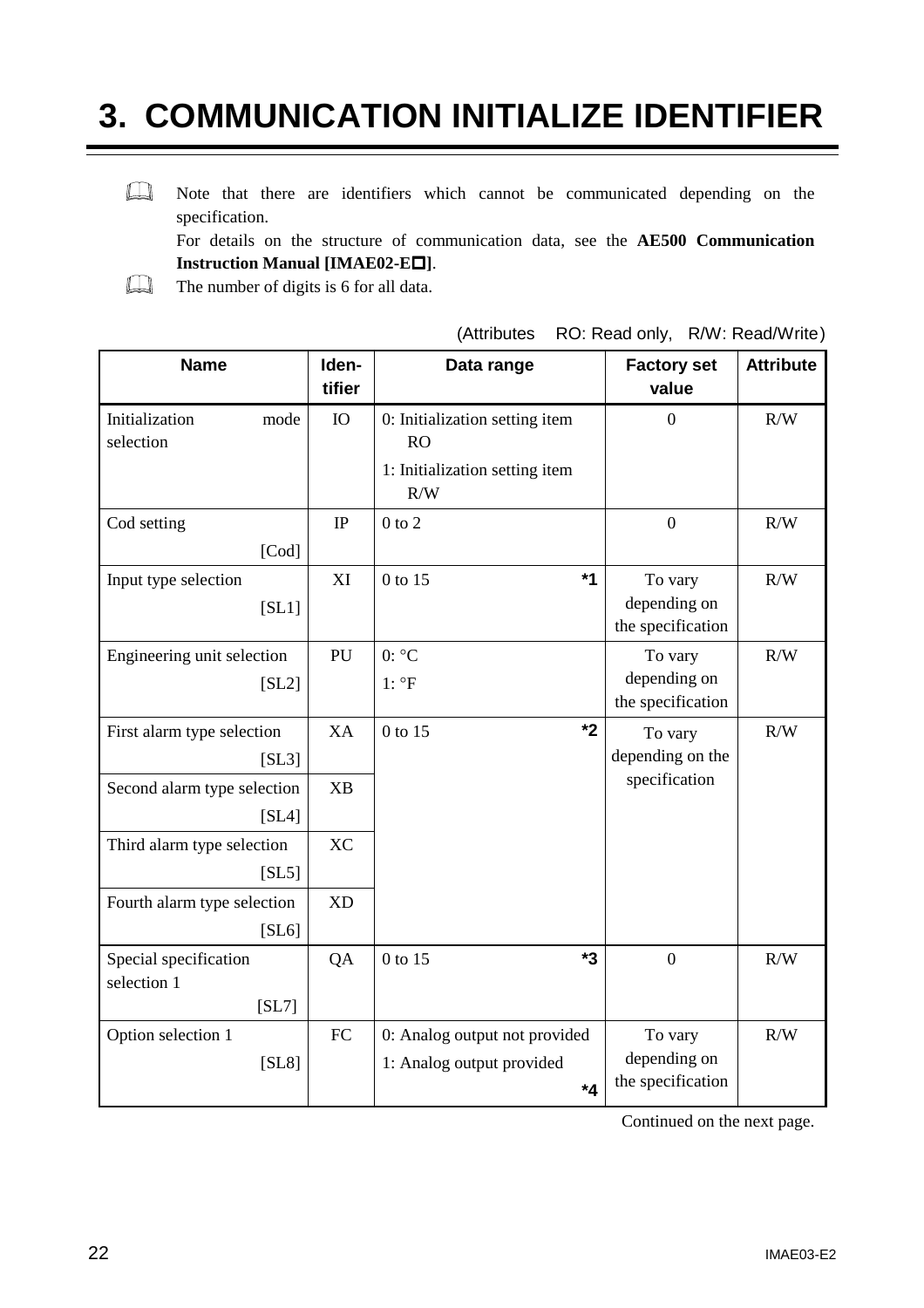# 3. COMMUNICATION INITIALIZE IDENTIFIER

📖 Note that there are identifiers which cannot be communicated depending on the specification.
For details on the structure of communication data, see the **AE500 Communication Instruction Manual [IMAE02-E□]**.

📖 The number of digits is 6 for all data.

(Attributes RO: Read only, R/W: Read/Write)

| Name | Iden-tifier | Data range | Factory set value | Attribute |
|---|---|---|---|---|
| Initialization mode selection | IO | 0: Initialization setting item RO<br>1: Initialization setting item R/W | 0 | R/W |
| Cod setting [Cod] | IP | 0 to 2 | 0 | R/W |
| Input type selection [SL1] | XI | 0 to 15 *1 | To vary depending on the specification | R/W |
| Engineering unit selection [SL2] | PU | 0: °C<br>1: °F | To vary depending on the specification | R/W |
| First alarm type selection [SL3] | XA | 0 to 15 *2 | To vary depending on the specification | R/W |
| Second alarm type selection [SL4] | XB | | | |
| Third alarm type selection [SL5] | XC | | | |
| Fourth alarm type selection [SL6] | XD | | | |
| Special specification selection 1 [SL7] | QA | 0 to 15 *3 | 0 | R/W |
| Option selection 1 [SL8] | FC | 0: Analog output not provided<br>1: Analog output provided *4 | To vary depending on the specification | R/W |

Continued on the next page.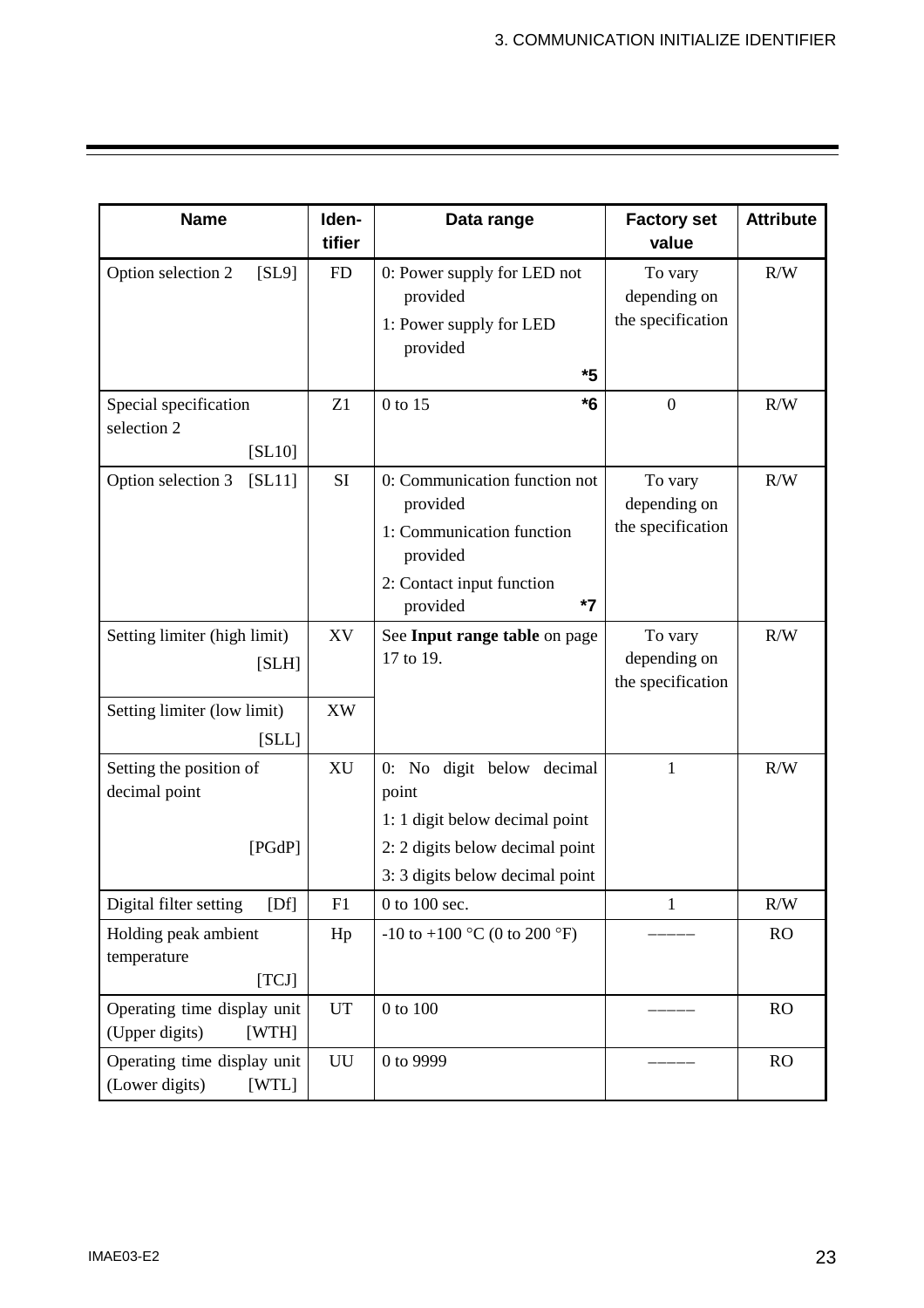| Name | Iden-tifier | Data range | Factory set value | Attribute |
|---|---|---|---|---|
| Option selection 2 [SL9] | FD | 0: Power supply for LED not provided<br>1: Power supply for LED provided<br>*5 | To vary depending on the specification | R/W |
| Special specification selection 2 [SL10] | Z1 | 0 to 15 *6 | 0 | R/W |
| Option selection 3 [SL11] | SI | 0: Communication function not provided<br>1: Communication function provided<br>2: Contact input function provided *7 | To vary depending on the specification | R/W |
| Setting limiter (high limit) [SLH] | XV | See **Input range table** on page 17 to 19. | To vary depending on the specification | R/W |
| Setting limiter (low limit) [SLL] | XW | | | |
| Setting the position of decimal point [PGdP] | XU | 0: No digit below decimal point<br>1: 1 digit below decimal point<br>2: 2 digits below decimal point<br>3: 3 digits below decimal point | 1 | R/W |
| Digital filter setting [Df] | F1 | 0 to 100 sec. | 1 | R/W |
| Holding peak ambient temperature [TCJ] | Hp | -10 to +100 °C (0 to 200 °F) | ――――― | RO |
| Operating time display unit (Upper digits) [WTH] | UT | 0 to 100 | ――――― | RO |
| Operating time display unit (Lower digits) [WTL] | UU | 0 to 9999 | ――――― | RO |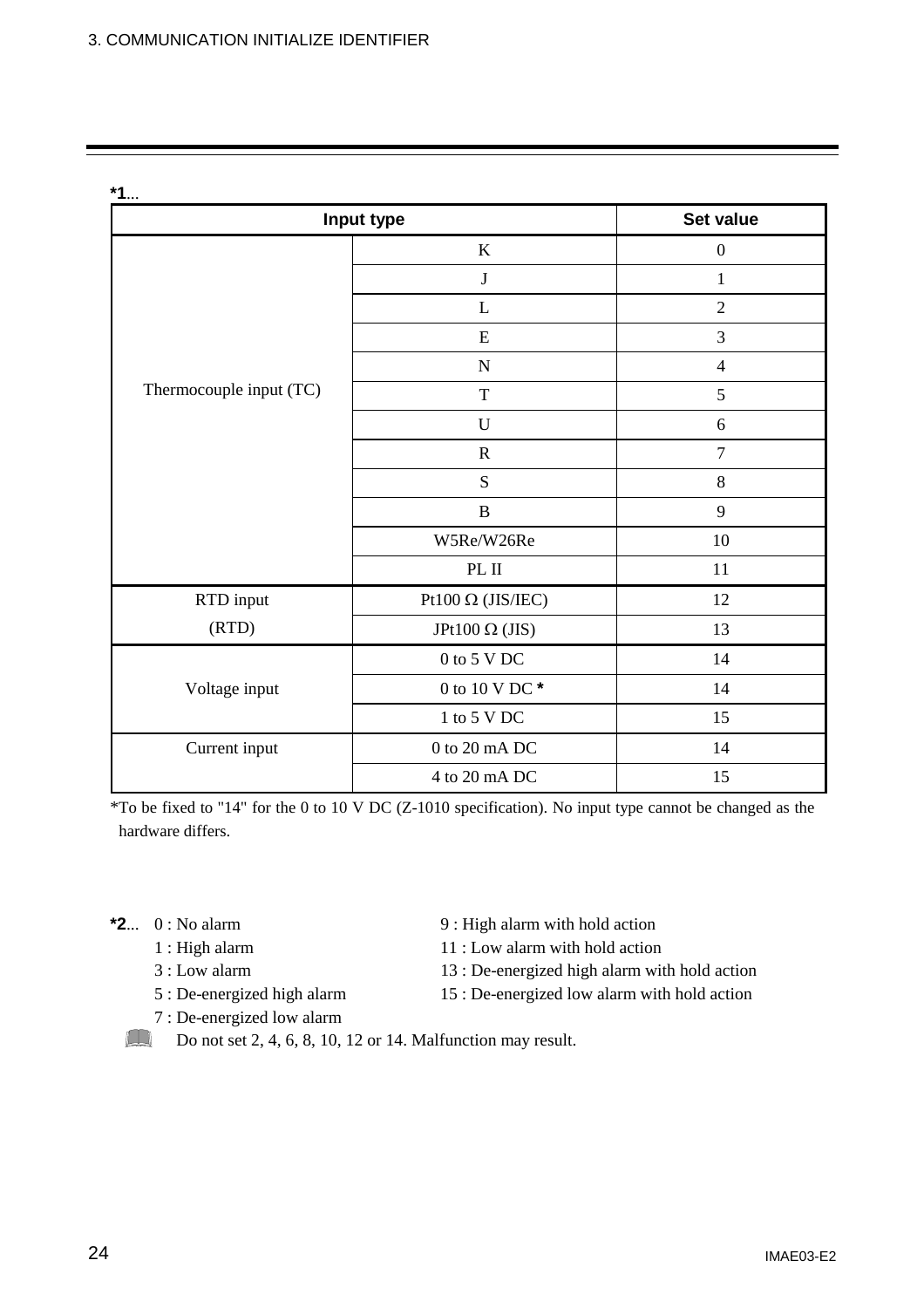**\*1**...

| Input type | | Set value |
|---|---|---|
| Thermocouple input (TC) | K | 0 |
| | J | 1 |
| | L | 2 |
| | E | 3 |
| | N | 4 |
| | T | 5 |
| | U | 6 |
| | R | 7 |
| | S | 8 |
| | B | 9 |
| | W5Re/W26Re | 10 |
| | PL II | 11 |
| RTD input (RTD) | Pt100 Ω (JIS/IEC) | 12 |
| | JPt100 Ω (JIS) | 13 |
| Voltage input | 0 to 5 V DC | 14 |
| | 0 to 10 V DC **\*** | 14 |
| | 1 to 5 V DC | 15 |
| Current input | 0 to 20 mA DC | 14 |
| | 4 to 20 mA DC | 15 |

\*To be fixed to "14" for the 0 to 10 V DC (Z-1010 specification). No input type cannot be changed as the hardware differs.

**\*2**...
- 0 : No alarm
- 1 : High alarm
- 3 : Low alarm
- 5 : De-energized high alarm
- 7 : De-energized low alarm
- 9 : High alarm with hold action
- 11 : Low alarm with hold action
- 13 : De-energized high alarm with hold action
- 15 : De-energized low alarm with hold action

Do not set 2, 4, 6, 8, 10, 12 or 14. Malfunction may result.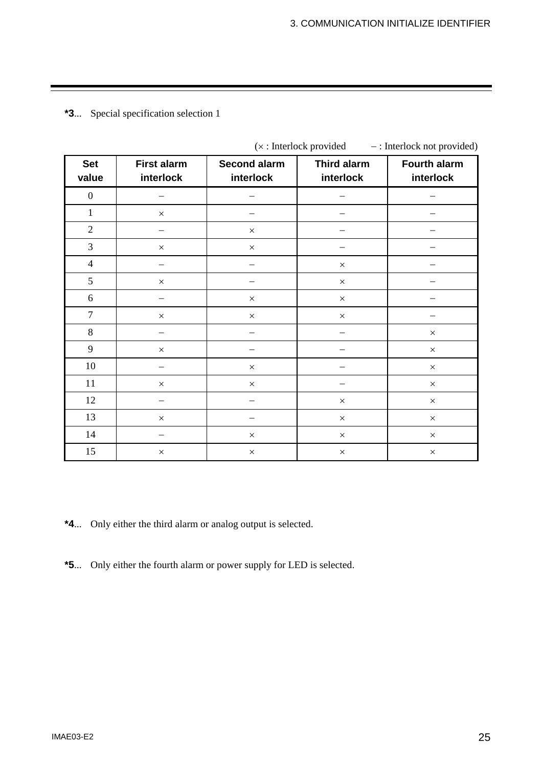**\*3**... Special specification selection 1

(× : Interlock provided    – : Interlock not provided)

| Set value | First alarm interlock | Second alarm interlock | Third alarm interlock | Fourth alarm interlock |
|---|---|---|---|---|
| 0 | – | – | – | – |
| 1 | × | – | – | – |
| 2 | – | × | – | – |
| 3 | × | × | – | – |
| 4 | – | – | × | – |
| 5 | × | – | × | – |
| 6 | – | × | × | – |
| 7 | × | × | × | – |
| 8 | – | – | – | × |
| 9 | × | – | – | × |
| 10 | – | × | – | × |
| 11 | × | × | – | × |
| 12 | – | – | × | × |
| 13 | × | – | × | × |
| 14 | – | × | × | × |
| 15 | × | × | × | × |

**\*4**... Only either the third alarm or analog output is selected.

**\*5**... Only either the fourth alarm or power supply for LED is selected.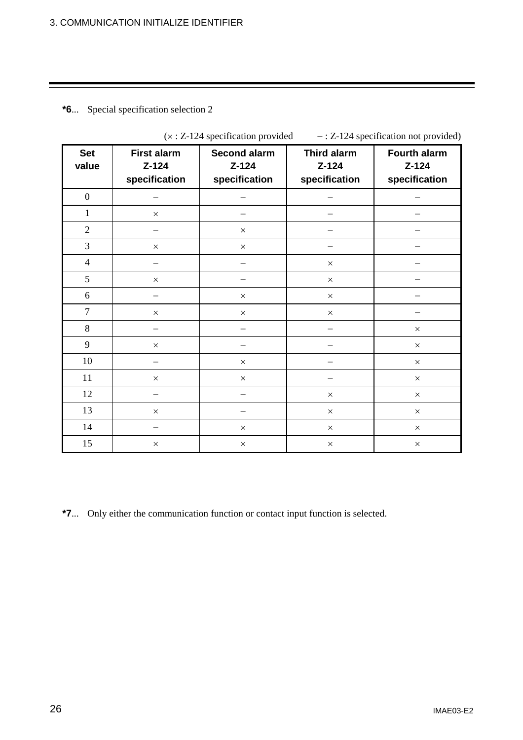**\*6**... Special specification selection 2

(× : Z-124 specification provided − : Z-124 specification not provided)

| Set value | First alarm Z-124 specification | Second alarm Z-124 specification | Third alarm Z-124 specification | Fourth alarm Z-124 specification |
|---|---|---|---|---|
| 0 | − | − | − | − |
| 1 | × | − | − | − |
| 2 | − | × | − | − |
| 3 | × | × | − | − |
| 4 | − | − | × | − |
| 5 | × | − | × | − |
| 6 | − | × | × | − |
| 7 | × | × | × | − |
| 8 | − | − | − | × |
| 9 | × | − | − | × |
| 10 | − | × | − | × |
| 11 | × | × | − | × |
| 12 | − | − | × | × |
| 13 | × | − | × | × |
| 14 | − | × | × | × |
| 15 | × | × | × | × |

**\*7**... Only either the communication function or contact input function is selected.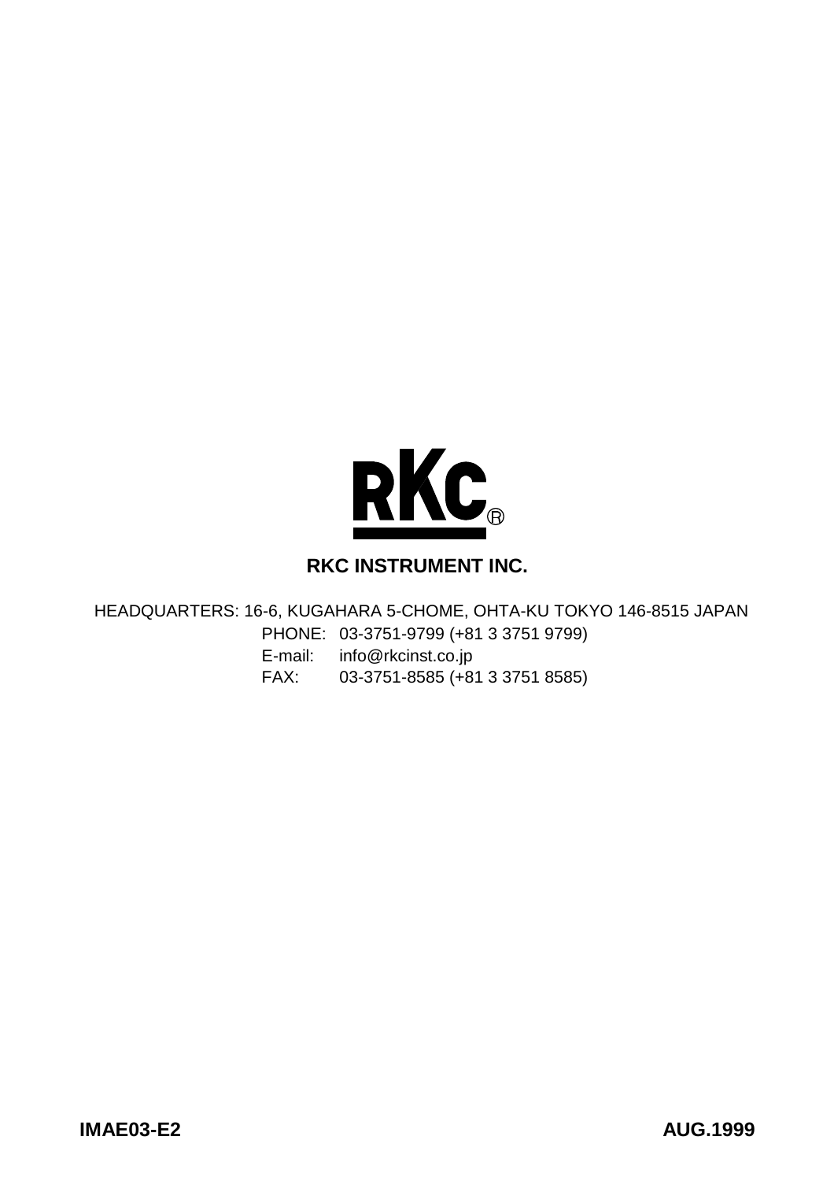RKC®

**RKC INSTRUMENT INC.**

HEADQUARTERS: 16-6, KUGAHARA 5-CHOME, OHTA-KU TOKYO 146-8515 JAPAN

PHONE: 03-3751-9799 (+81 3 3751 9799)

E-mail: info@rkcinst.co.jp

FAX: 03-3751-8585 (+81 3 3751 8585)

**IMAE03-E2** **AUG.1999**